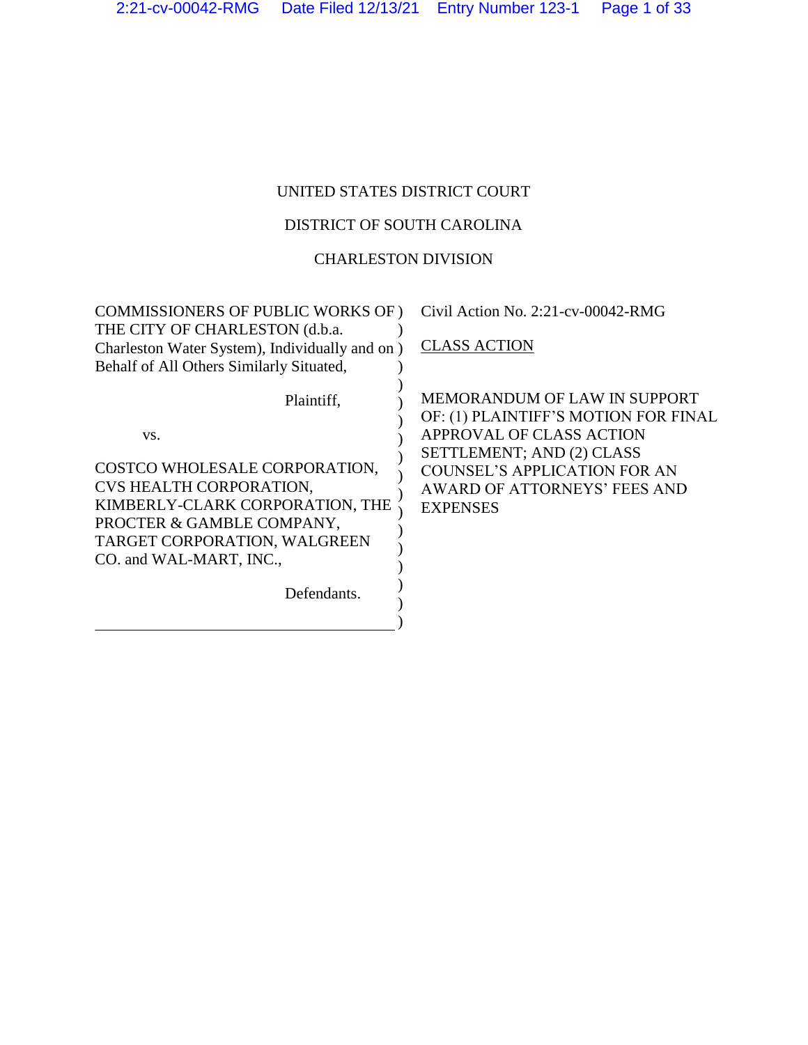UNITED STATES DISTRICT COURT

DISTRICT OF SOUTH CAROLINA

CHARLESTON DIVISION

COMMISSIONERS OF PUBLIC WORKS OF THE CITY OF CHARLESTON (d.b.a. Charleston Water System), Individually and on Behalf of All Others Similarly Situated,

Plaintiff,

vs.

COSTCO WHOLESALE CORPORATION, CVS HEALTH CORPORATION, KIMBERLY-CLARK CORPORATION, THE PROCTER & GAMBLE COMPANY, TARGET CORPORATION, WALGREEN CO. and WAL-MART, INC.,

Defendants.

Civil Action No. 2:21-cv-00042-RMG

CLASS ACTION

MEMORANDUM OF LAW IN SUPPORT OF: (1) PLAINTIFF'S MOTION FOR FINAL APPROVAL OF CLASS ACTION SETTLEMENT; AND (2) CLASS COUNSEL'S APPLICATION FOR AN AWARD OF ATTORNEYS' FEES AND EXPENSES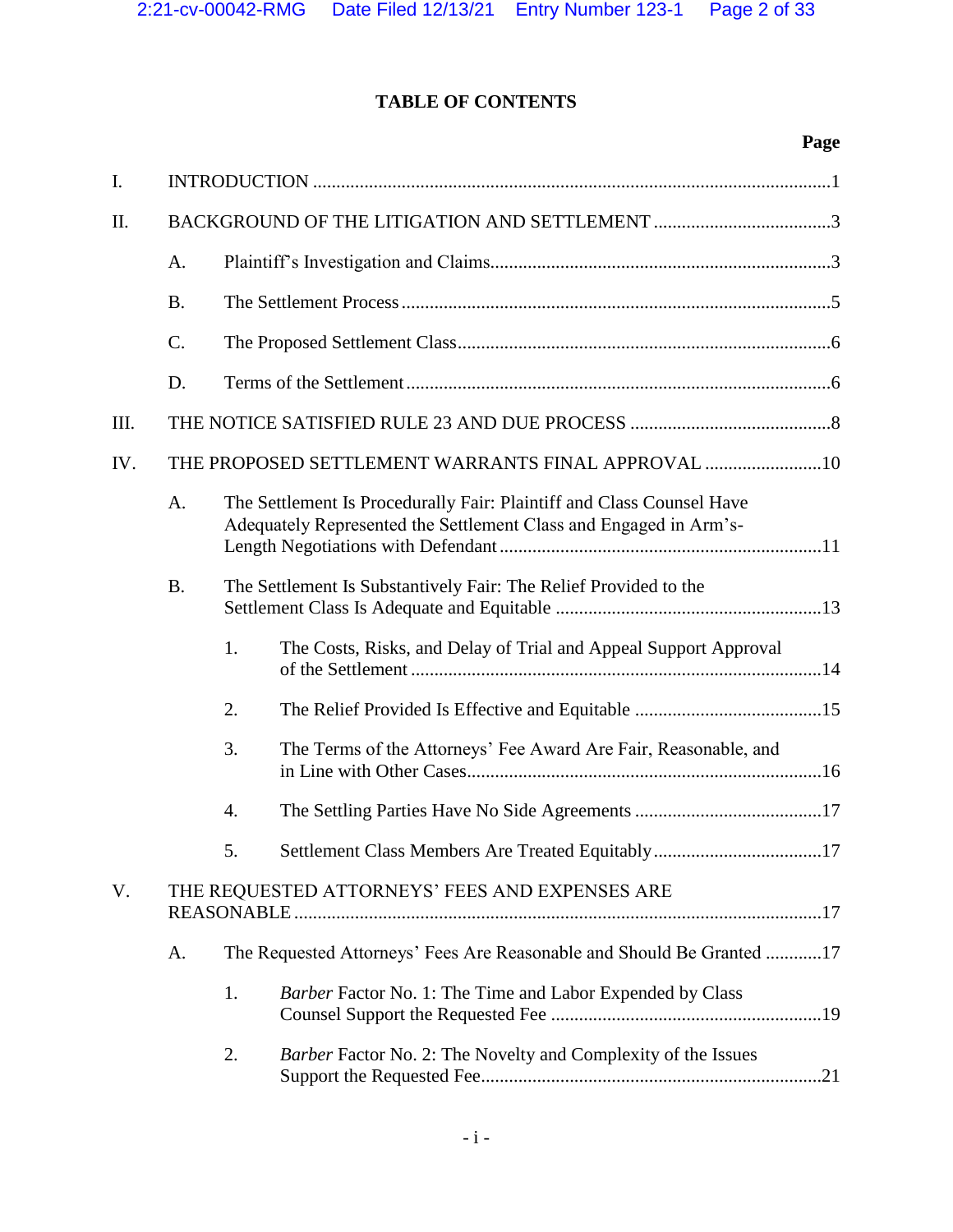# TABLE OF CONTENTS

| | | | Page |
|---|---|---|---|
| I. | INTRODUCTION | | 1 |
| II. | BACKGROUND OF THE LITIGATION AND SETTLEMENT | | 3 |
| | A. | Plaintiff's Investigation and Claims | 3 |
| | B. | The Settlement Process | 5 |
| | C. | The Proposed Settlement Class | 6 |
| | D. | Terms of the Settlement | 6 |
| III. | THE NOTICE SATISFIED RULE 23 AND DUE PROCESS | | 8 |
| IV. | THE PROPOSED SETTLEMENT WARRANTS FINAL APPROVAL | | 10 |
| | A. | The Settlement Is Procedurally Fair: Plaintiff and Class Counsel Have Adequately Represented the Settlement Class and Engaged in Arm's-Length Negotiations with Defendant | 11 |
| | B. | The Settlement Is Substantively Fair: The Relief Provided to the Settlement Class Is Adequate and Equitable | 13 |
| | | 1. The Costs, Risks, and Delay of Trial and Appeal Support Approval of the Settlement | 14 |
| | | 2. The Relief Provided Is Effective and Equitable | 15 |
| | | 3. The Terms of the Attorneys' Fee Award Are Fair, Reasonable, and in Line with Other Cases | 16 |
| | | 4. The Settling Parties Have No Side Agreements | 17 |
| | | 5. Settlement Class Members Are Treated Equitably | 17 |
| V. | THE REQUESTED ATTORNEYS' FEES AND EXPENSES ARE REASONABLE | | 17 |
| | A. | The Requested Attorneys' Fees Are Reasonable and Should Be Granted | 17 |
| | | 1. *Barber* Factor No. 1: The Time and Labor Expended by Class Counsel Support the Requested Fee | 19 |
| | | 2. *Barber* Factor No. 2: The Novelty and Complexity of the Issues Support the Requested Fee | 21 |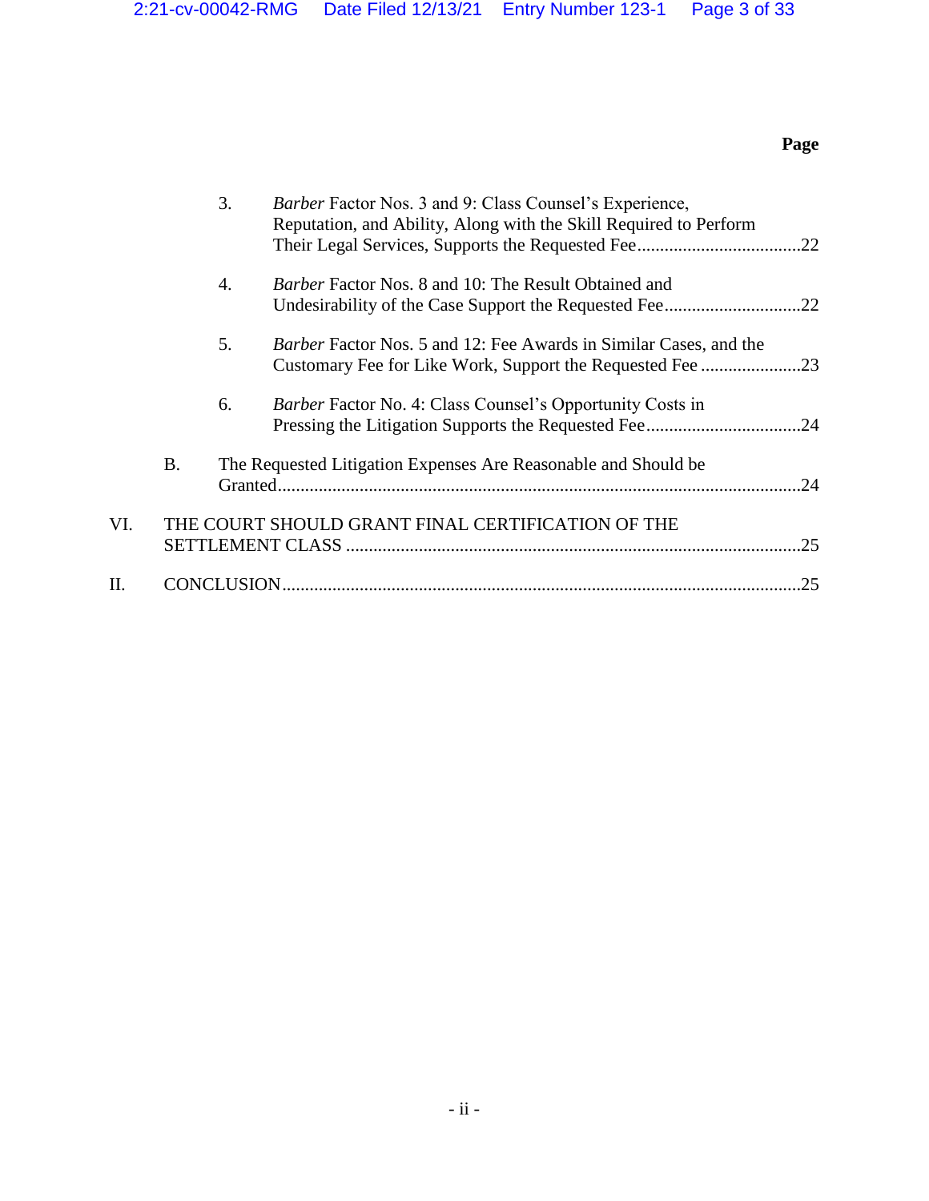**Page**

3. *Barber* Factor Nos. 3 and 9: Class Counsel's Experience, Reputation, and Ability, Along with the Skill Required to Perform Their Legal Services, Supports the Requested Fee....................................22

4. *Barber* Factor Nos. 8 and 10: The Result Obtained and Undesirability of the Case Support the Requested Fee..............................22

5. *Barber* Factor Nos. 5 and 12: Fee Awards in Similar Cases, and the Customary Fee for Like Work, Support the Requested Fee ......................23

6. *Barber* Factor No. 4: Class Counsel's Opportunity Costs in Pressing the Litigation Supports the Requested Fee..................................24

B. The Requested Litigation Expenses Are Reasonable and Should be Granted...................................................................................................................24

VI. THE COURT SHOULD GRANT FINAL CERTIFICATION OF THE SETTLEMENT CLASS ....................................................................................................25

II. CONCLUSION.................................................................................................................25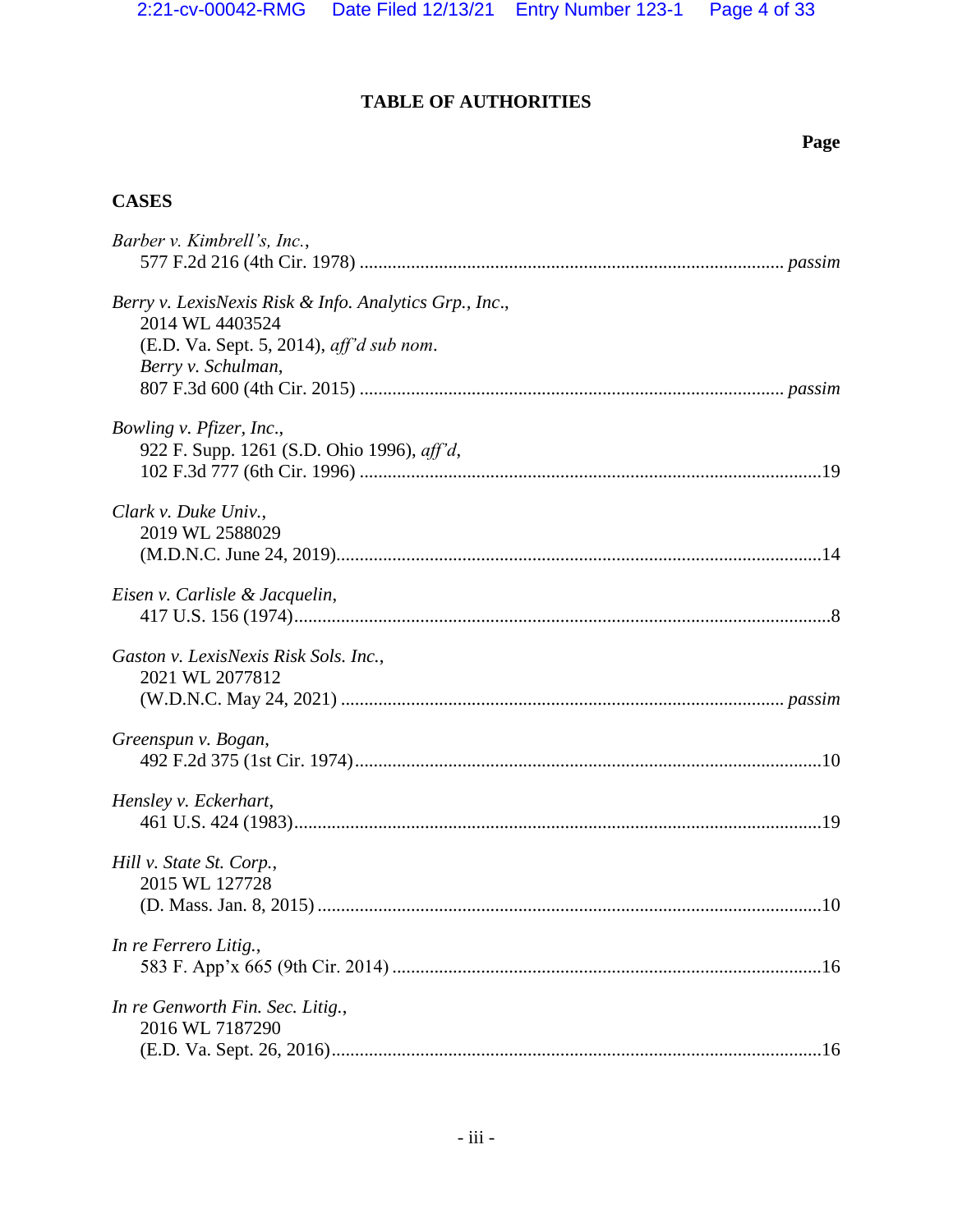## TABLE OF AUTHORITIES

**Page**

### CASES

*Barber v. Kimbrell's, Inc.*,
577 F.2d 216 (4th Cir. 1978) ........................................................................................ *passim*

*Berry v. LexisNexis Risk & Info. Analytics Grp., Inc.*,
2014 WL 4403524
(E.D. Va. Sept. 5, 2014), *aff'd sub nom.*
*Berry v. Schulman*,
807 F.3d 600 (4th Cir. 2015) ........................................................................................ *passim*

*Bowling v. Pfizer, Inc.*,
922 F. Supp. 1261 (S.D. Ohio 1996), *aff'd*,
102 F.3d 777 (6th Cir. 1996) ..................................................................................................19

*Clark v. Duke Univ.*,
2019 WL 2588029
(M.D.N.C. June 24, 2019)........................................................................................................14

*Eisen v. Carlisle & Jacquelin*,
417 U.S. 156 (1974)....................................................................................................................8

*Gaston v. LexisNexis Risk Sols. Inc.*,
2021 WL 2077812
(W.D.N.C. May 24, 2021) ........................................................................................... *passim*

*Greenspun v. Bogan*,
492 F.2d 375 (1st Cir. 1974)....................................................................................................10

*Hensley v. Eckerhart*,
461 U.S. 424 (1983).................................................................................................................19

*Hill v. State St. Corp.*,
2015 WL 127728
(D. Mass. Jan. 8, 2015) ...........................................................................................................10

*In re Ferrero Litig.*,
583 F. App'x 665 (9th Cir. 2014) ...........................................................................................16

*In re Genworth Fin. Sec. Litig.*,
2016 WL 7187290
(E.D. Va. Sept. 26, 2016).........................................................................................................16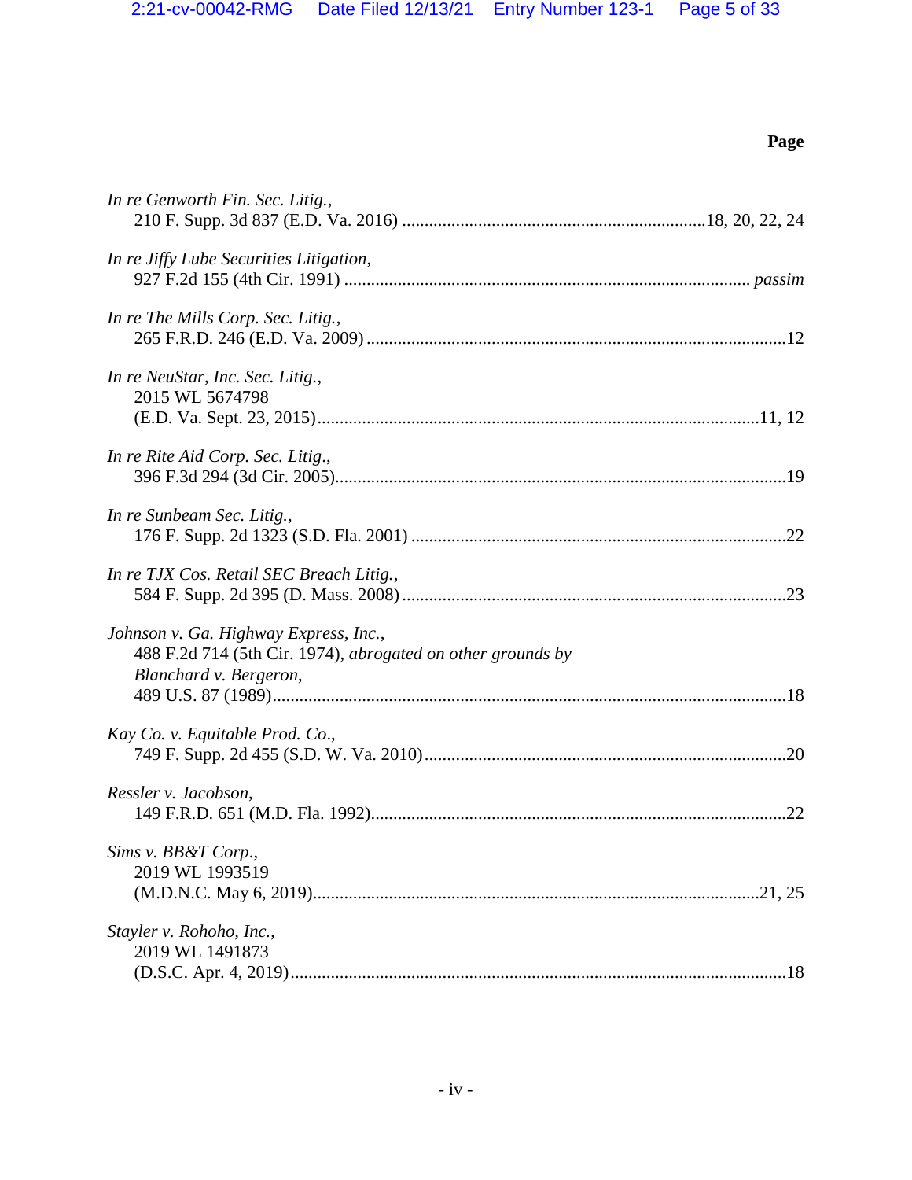**Page**

*In re Genworth Fin. Sec. Litig.*,
210 F. Supp. 3d 837 (E.D. Va. 2016) .......................................................................18, 20, 22, 24

*In re Jiffy Lube Securities Litigation*,
927 F.2d 155 (4th Cir. 1991) ........................................................................................... *passim*

*In re The Mills Corp. Sec. Litig.*,
265 F.R.D. 246 (E.D. Va. 2009) .............................................................................................12

*In re NeuStar, Inc. Sec. Litig.*,
2015 WL 5674798
(E.D. Va. Sept. 23, 2015)...................................................................................................11, 12

*In re Rite Aid Corp. Sec. Litig*.,
396 F.3d 294 (3d Cir. 2005)......................................................................................................19

*In re Sunbeam Sec. Litig.*,
176 F. Supp. 2d 1323 (S.D. Fla. 2001) ....................................................................................22

*In re TJX Cos. Retail SEC Breach Litig.*,
584 F. Supp. 2d 395 (D. Mass. 2008) ......................................................................................23

*Johnson v. Ga. Highway Express, Inc.*,
488 F.2d 714 (5th Cir. 1974), *abrogated on other grounds by*
*Blanchard v. Bergeron*,
489 U.S. 87 (1989)....................................................................................................................18

*Kay Co. v. Equitable Prod. Co*.,
749 F. Supp. 2d 455 (S.D. W. Va. 2010).................................................................................20

*Ressler v. Jacobson*,
149 F.R.D. 651 (M.D. Fla. 1992).............................................................................................22

*Sims v. BB&T Corp*.,
2019 WL 1993519
(M.D.N.C. May 6, 2019)....................................................................................................21, 25

*Stayler v. Rohoho, Inc.*,
2019 WL 1491873
(D.S.C. Apr. 4, 2019)................................................................................................................18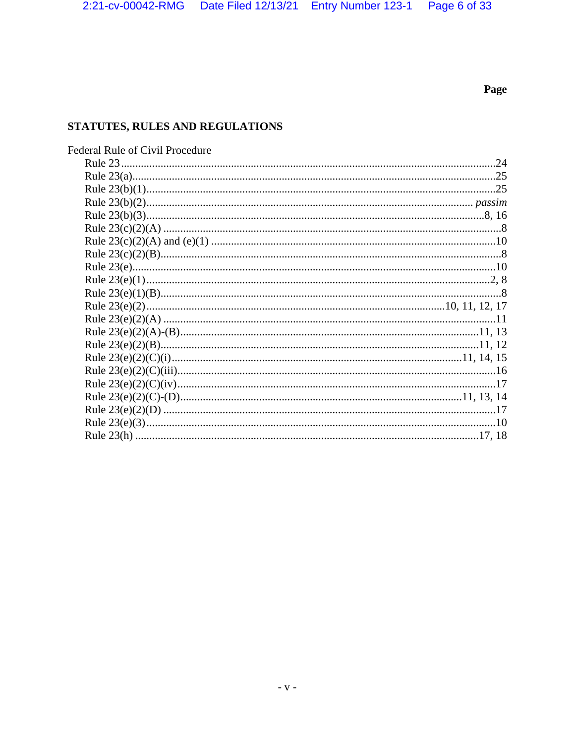Page

## STATUTES, RULES AND REGULATIONS

Federal Rule of Civil Procedure

| | Page |
|---|---|
| Rule 23 | 24 |
| Rule 23(a) | 25 |
| Rule 23(b)(1) | 25 |
| Rule 23(b)(2) | *passim* |
| Rule 23(b)(3) | 8, 16 |
| Rule 23(c)(2)(A) | 8 |
| Rule 23(c)(2)(A) and (e)(1) | 10 |
| Rule 23(c)(2)(B) | 8 |
| Rule 23(e) | 10 |
| Rule 23(e)(1) | 2, 8 |
| Rule 23(e)(1)(B) | 8 |
| Rule 23(e)(2) | 10, 11, 12, 17 |
| Rule 23(e)(2)(A) | 11 |
| Rule 23(e)(2)(A)-(B) | 11, 13 |
| Rule 23(e)(2)(B) | 11, 12 |
| Rule 23(e)(2)(C)(i) | 11, 14, 15 |
| Rule 23(e)(2)(C)(iii) | 16 |
| Rule 23(e)(2)(C)(iv) | 17 |
| Rule 23(e)(2)(C)-(D) | 11, 13, 14 |
| Rule 23(e)(2)(D) | 17 |
| Rule 23(e)(3) | 10 |
| Rule 23(h) | 17, 18 |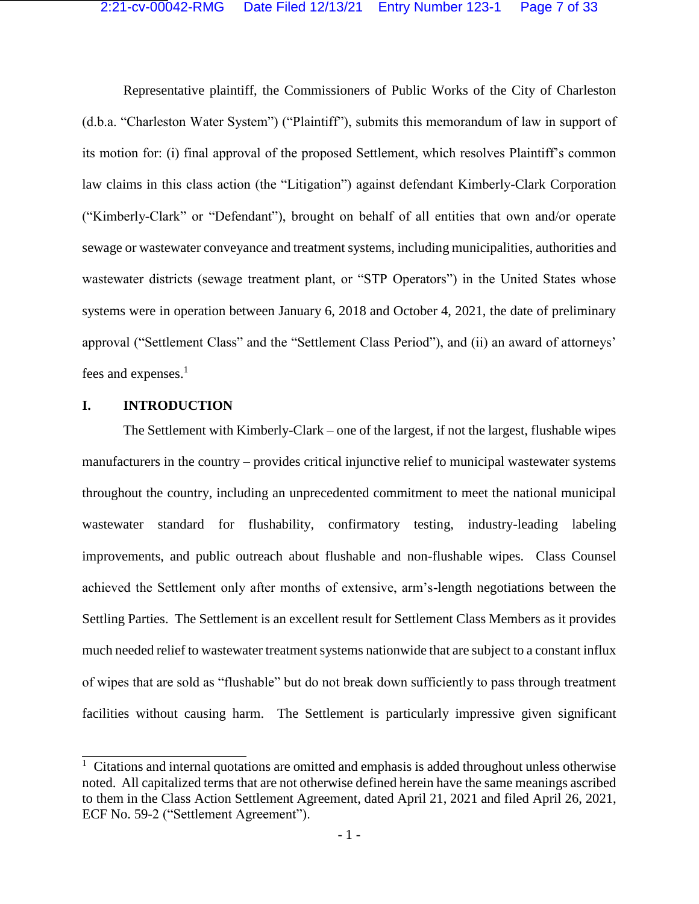Representative plaintiff, the Commissioners of Public Works of the City of Charleston (d.b.a. "Charleston Water System") ("Plaintiff"), submits this memorandum of law in support of its motion for: (i) final approval of the proposed Settlement, which resolves Plaintiff's common law claims in this class action (the "Litigation") against defendant Kimberly-Clark Corporation ("Kimberly-Clark" or "Defendant"), brought on behalf of all entities that own and/or operate sewage or wastewater conveyance and treatment systems, including municipalities, authorities and wastewater districts (sewage treatment plant, or "STP Operators") in the United States whose systems were in operation between January 6, 2018 and October 4, 2021, the date of preliminary approval ("Settlement Class" and the "Settlement Class Period"), and (ii) an award of attorneys' fees and expenses.[1]

## I. INTRODUCTION

The Settlement with Kimberly-Clark – one of the largest, if not the largest, flushable wipes manufacturers in the country – provides critical injunctive relief to municipal wastewater systems throughout the country, including an unprecedented commitment to meet the national municipal wastewater standard for flushability, confirmatory testing, industry-leading labeling improvements, and public outreach about flushable and non-flushable wipes. Class Counsel achieved the Settlement only after months of extensive, arm's-length negotiations between the Settling Parties. The Settlement is an excellent result for Settlement Class Members as it provides much needed relief to wastewater treatment systems nationwide that are subject to a constant influx of wipes that are sold as "flushable" but do not break down sufficiently to pass through treatment facilities without causing harm. The Settlement is particularly impressive given significant

---

[1] Citations and internal quotations are omitted and emphasis is added throughout unless otherwise noted. All capitalized terms that are not otherwise defined herein have the same meanings ascribed to them in the Class Action Settlement Agreement, dated April 21, 2021 and filed April 26, 2021, ECF No. 59-2 ("Settlement Agreement").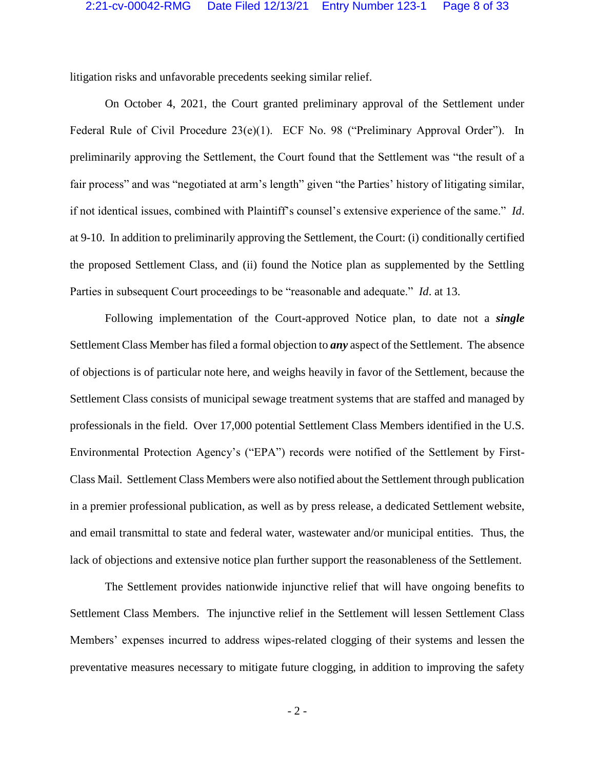litigation risks and unfavorable precedents seeking similar relief.

On October 4, 2021, the Court granted preliminary approval of the Settlement under Federal Rule of Civil Procedure 23(e)(1). ECF No. 98 ("Preliminary Approval Order"). In preliminarily approving the Settlement, the Court found that the Settlement was "the result of a fair process" and was "negotiated at arm's length" given "the Parties' history of litigating similar, if not identical issues, combined with Plaintiff's counsel's extensive experience of the same." *Id*. at 9-10. In addition to preliminarily approving the Settlement, the Court: (i) conditionally certified the proposed Settlement Class, and (ii) found the Notice plan as supplemented by the Settling Parties in subsequent Court proceedings to be "reasonable and adequate." *Id*. at 13.

Following implementation of the Court-approved Notice plan, to date not a ***single*** Settlement Class Member has filed a formal objection to ***any*** aspect of the Settlement. The absence of objections is of particular note here, and weighs heavily in favor of the Settlement, because the Settlement Class consists of municipal sewage treatment systems that are staffed and managed by professionals in the field. Over 17,000 potential Settlement Class Members identified in the U.S. Environmental Protection Agency's ("EPA") records were notified of the Settlement by First-Class Mail. Settlement Class Members were also notified about the Settlement through publication in a premier professional publication, as well as by press release, a dedicated Settlement website, and email transmittal to state and federal water, wastewater and/or municipal entities. Thus, the lack of objections and extensive notice plan further support the reasonableness of the Settlement.

The Settlement provides nationwide injunctive relief that will have ongoing benefits to Settlement Class Members. The injunctive relief in the Settlement will lessen Settlement Class Members' expenses incurred to address wipes-related clogging of their systems and lessen the preventative measures necessary to mitigate future clogging, in addition to improving the safety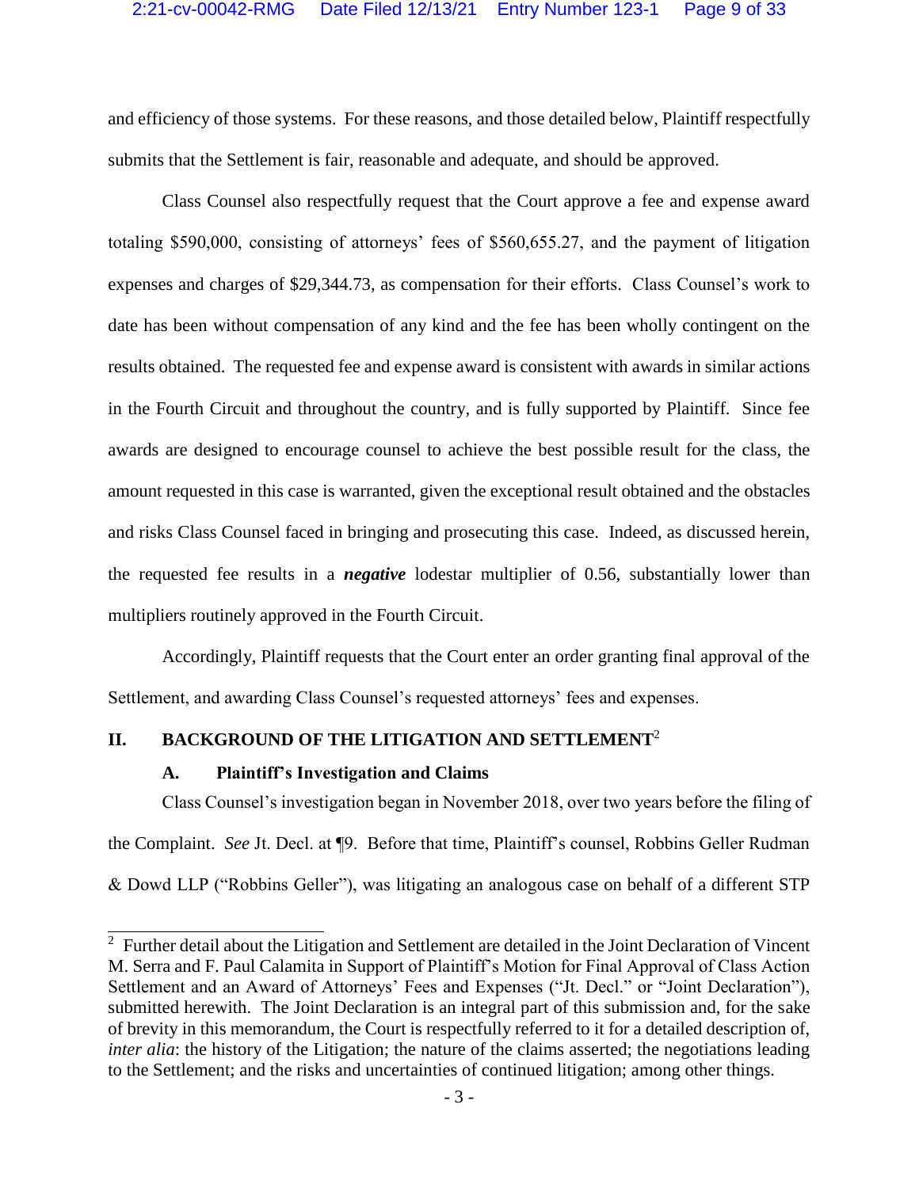and efficiency of those systems. For these reasons, and those detailed below, Plaintiff respectfully submits that the Settlement is fair, reasonable and adequate, and should be approved.

Class Counsel also respectfully request that the Court approve a fee and expense award totaling $590,000, consisting of attorneys' fees of $560,655.27, and the payment of litigation expenses and charges of $29,344.73, as compensation for their efforts. Class Counsel's work to date has been without compensation of any kind and the fee has been wholly contingent on the results obtained. The requested fee and expense award is consistent with awards in similar actions in the Fourth Circuit and throughout the country, and is fully supported by Plaintiff. Since fee awards are designed to encourage counsel to achieve the best possible result for the class, the amount requested in this case is warranted, given the exceptional result obtained and the obstacles and risks Class Counsel faced in bringing and prosecuting this case. Indeed, as discussed herein, the requested fee results in a ***negative*** lodestar multiplier of 0.56, substantially lower than multipliers routinely approved in the Fourth Circuit.

Accordingly, Plaintiff requests that the Court enter an order granting final approval of the Settlement, and awarding Class Counsel's requested attorneys' fees and expenses.

## II. BACKGROUND OF THE LITIGATION AND SETTLEMENT[2]

### A. Plaintiff's Investigation and Claims

Class Counsel's investigation began in November 2018, over two years before the filing of the Complaint. *See* Jt. Decl. at ¶9. Before that time, Plaintiff's counsel, Robbins Geller Rudman & Dowd LLP ("Robbins Geller"), was litigating an analogous case on behalf of a different STP

---

[2] Further detail about the Litigation and Settlement are detailed in the Joint Declaration of Vincent M. Serra and F. Paul Calamita in Support of Plaintiff's Motion for Final Approval of Class Action Settlement and an Award of Attorneys' Fees and Expenses ("Jt. Decl." or "Joint Declaration"), submitted herewith. The Joint Declaration is an integral part of this submission and, for the sake of brevity in this memorandum, the Court is respectfully referred to it for a detailed description of, *inter alia*: the history of the Litigation; the nature of the claims asserted; the negotiations leading to the Settlement; and the risks and uncertainties of continued litigation; among other things.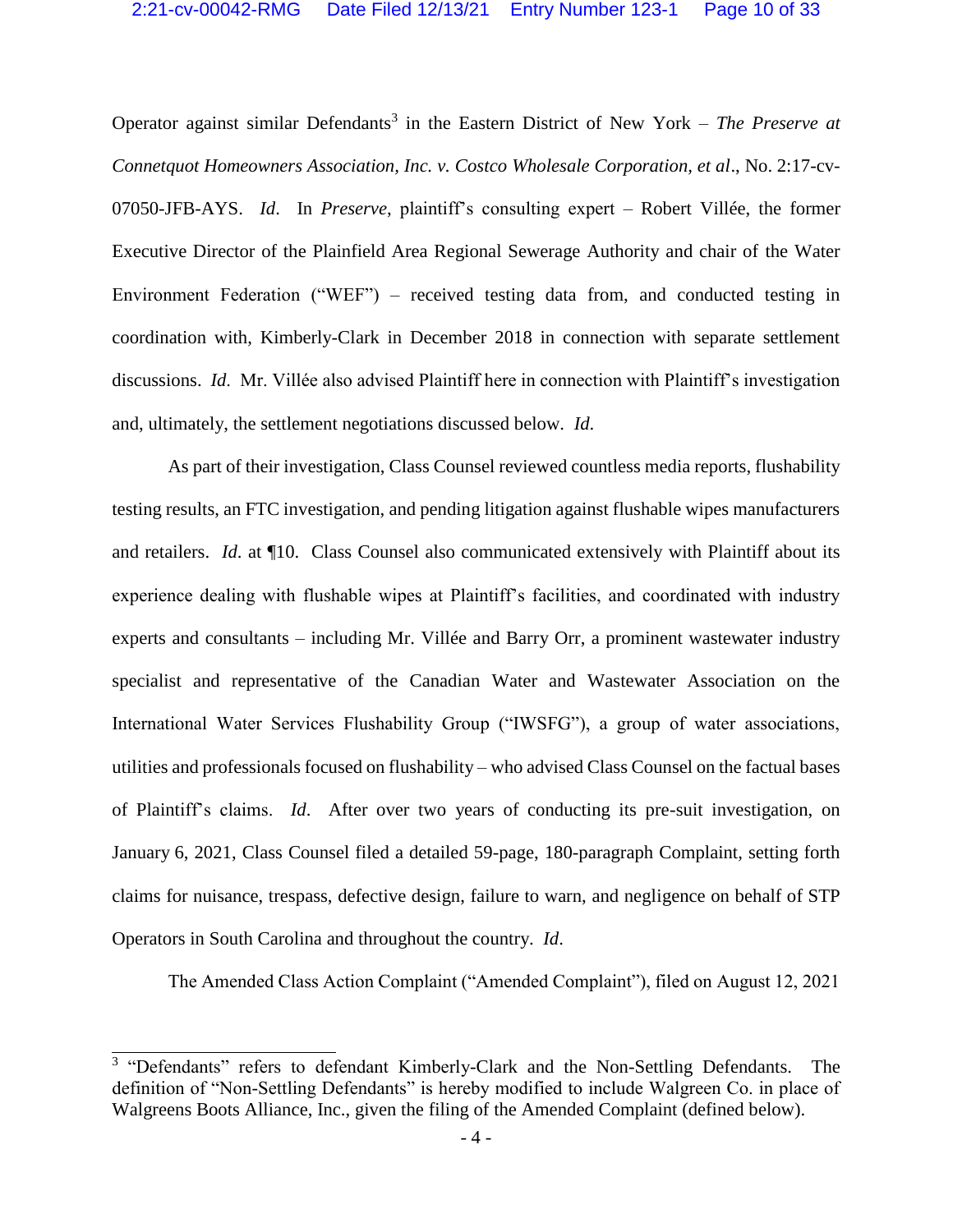Operator against similar Defendants[3] in the Eastern District of New York – *The Preserve at Connetquot Homeowners Association, Inc. v. Costco Wholesale Corporation, et al*., No. 2:17-cv-07050-JFB-AYS. *Id*. In *Preserve*, plaintiff's consulting expert – Robert Villée, the former Executive Director of the Plainfield Area Regional Sewerage Authority and chair of the Water Environment Federation ("WEF") – received testing data from, and conducted testing in coordination with, Kimberly-Clark in December 2018 in connection with separate settlement discussions. *Id*. Mr. Villée also advised Plaintiff here in connection with Plaintiff's investigation and, ultimately, the settlement negotiations discussed below. *Id.*

As part of their investigation, Class Counsel reviewed countless media reports, flushability testing results, an FTC investigation, and pending litigation against flushable wipes manufacturers and retailers. *Id*. at ¶10. Class Counsel also communicated extensively with Plaintiff about its experience dealing with flushable wipes at Plaintiff's facilities, and coordinated with industry experts and consultants – including Mr. Villée and Barry Orr, a prominent wastewater industry specialist and representative of the Canadian Water and Wastewater Association on the International Water Services Flushability Group ("IWSFG"), a group of water associations, utilities and professionals focused on flushability – who advised Class Counsel on the factual bases of Plaintiff's claims. *Id*. After over two years of conducting its pre-suit investigation, on January 6, 2021, Class Counsel filed a detailed 59-page, 180-paragraph Complaint, setting forth claims for nuisance, trespass, defective design, failure to warn, and negligence on behalf of STP Operators in South Carolina and throughout the country. *Id*.

The Amended Class Action Complaint ("Amended Complaint"), filed on August 12, 2021

---

[3] "Defendants" refers to defendant Kimberly-Clark and the Non-Settling Defendants. The definition of "Non-Settling Defendants" is hereby modified to include Walgreen Co. in place of Walgreens Boots Alliance, Inc., given the filing of the Amended Complaint (defined below).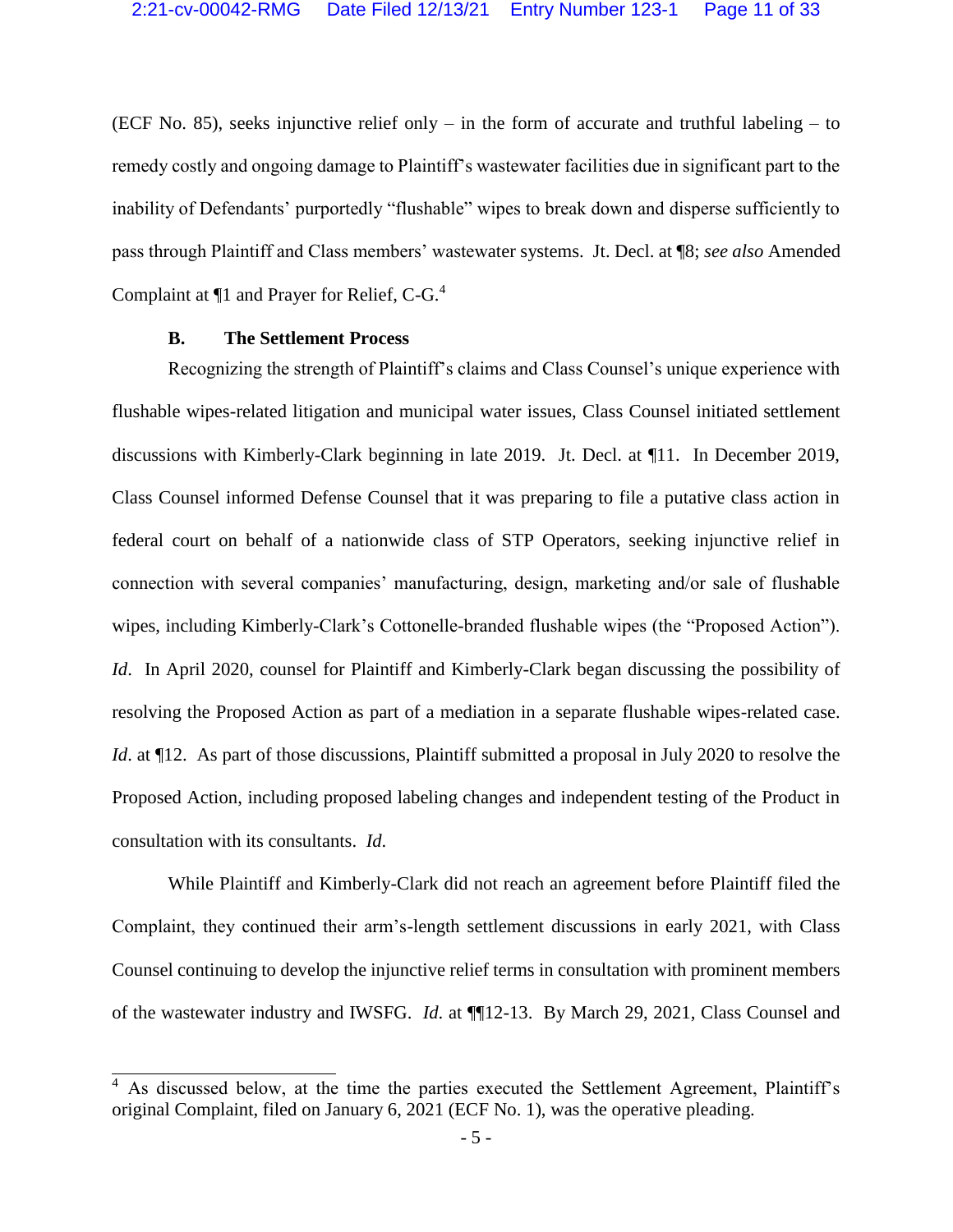(ECF No. 85), seeks injunctive relief only – in the form of accurate and truthful labeling – to remedy costly and ongoing damage to Plaintiff's wastewater facilities due in significant part to the inability of Defendants' purportedly "flushable" wipes to break down and disperse sufficiently to pass through Plaintiff and Class members' wastewater systems. Jt. Decl. at ¶8; *see also* Amended Complaint at ¶1 and Prayer for Relief, C-G.[4]

### B. The Settlement Process

Recognizing the strength of Plaintiff's claims and Class Counsel's unique experience with flushable wipes-related litigation and municipal water issues, Class Counsel initiated settlement discussions with Kimberly-Clark beginning in late 2019. Jt. Decl. at ¶11. In December 2019, Class Counsel informed Defense Counsel that it was preparing to file a putative class action in federal court on behalf of a nationwide class of STP Operators, seeking injunctive relief in connection with several companies' manufacturing, design, marketing and/or sale of flushable wipes, including Kimberly-Clark's Cottonelle-branded flushable wipes (the "Proposed Action"). *Id*. In April 2020, counsel for Plaintiff and Kimberly-Clark began discussing the possibility of resolving the Proposed Action as part of a mediation in a separate flushable wipes-related case. *Id*. at ¶12. As part of those discussions, Plaintiff submitted a proposal in July 2020 to resolve the Proposed Action, including proposed labeling changes and independent testing of the Product in consultation with its consultants. *Id.*

While Plaintiff and Kimberly-Clark did not reach an agreement before Plaintiff filed the Complaint, they continued their arm's-length settlement discussions in early 2021, with Class Counsel continuing to develop the injunctive relief terms in consultation with prominent members of the wastewater industry and IWSFG. *Id*. at ¶¶12-13. By March 29, 2021, Class Counsel and

---

[4] As discussed below, at the time the parties executed the Settlement Agreement, Plaintiff's original Complaint, filed on January 6, 2021 (ECF No. 1), was the operative pleading.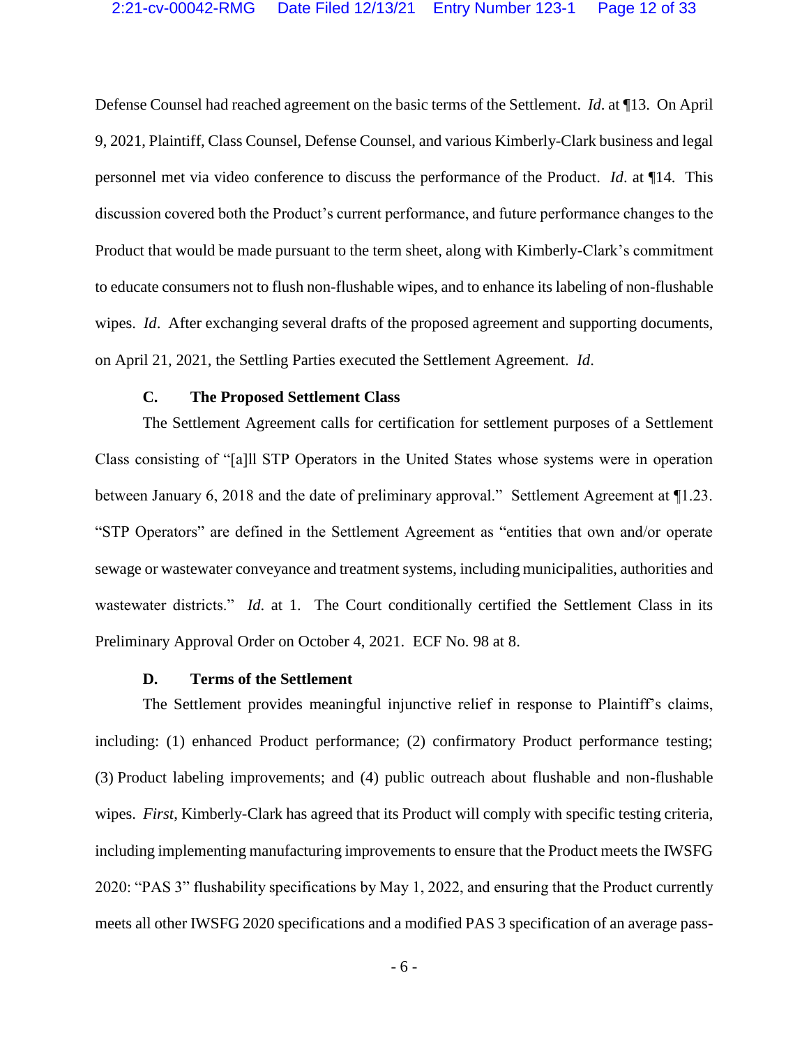Defense Counsel had reached agreement on the basic terms of the Settlement. *Id.* at ¶13. On April 9, 2021, Plaintiff, Class Counsel, Defense Counsel, and various Kimberly-Clark business and legal personnel met via video conference to discuss the performance of the Product. *Id.* at ¶14. This discussion covered both the Product's current performance, and future performance changes to the Product that would be made pursuant to the term sheet, along with Kimberly-Clark's commitment to educate consumers not to flush non-flushable wipes, and to enhance its labeling of non-flushable wipes. *Id.* After exchanging several drafts of the proposed agreement and supporting documents, on April 21, 2021, the Settling Parties executed the Settlement Agreement. *Id.*

### C. The Proposed Settlement Class

The Settlement Agreement calls for certification for settlement purposes of a Settlement Class consisting of "[a]ll STP Operators in the United States whose systems were in operation between January 6, 2018 and the date of preliminary approval." Settlement Agreement at ¶1.23. "STP Operators" are defined in the Settlement Agreement as "entities that own and/or operate sewage or wastewater conveyance and treatment systems, including municipalities, authorities and wastewater districts." *Id.* at 1. The Court conditionally certified the Settlement Class in its Preliminary Approval Order on October 4, 2021. ECF No. 98 at 8.

### D. Terms of the Settlement

The Settlement provides meaningful injunctive relief in response to Plaintiff's claims, including: (1) enhanced Product performance; (2) confirmatory Product performance testing; (3) Product labeling improvements; and (4) public outreach about flushable and non-flushable wipes. *First*, Kimberly-Clark has agreed that its Product will comply with specific testing criteria, including implementing manufacturing improvements to ensure that the Product meets the IWSFG 2020: "PAS 3" flushability specifications by May 1, 2022, and ensuring that the Product currently meets all other IWSFG 2020 specifications and a modified PAS 3 specification of an average pass-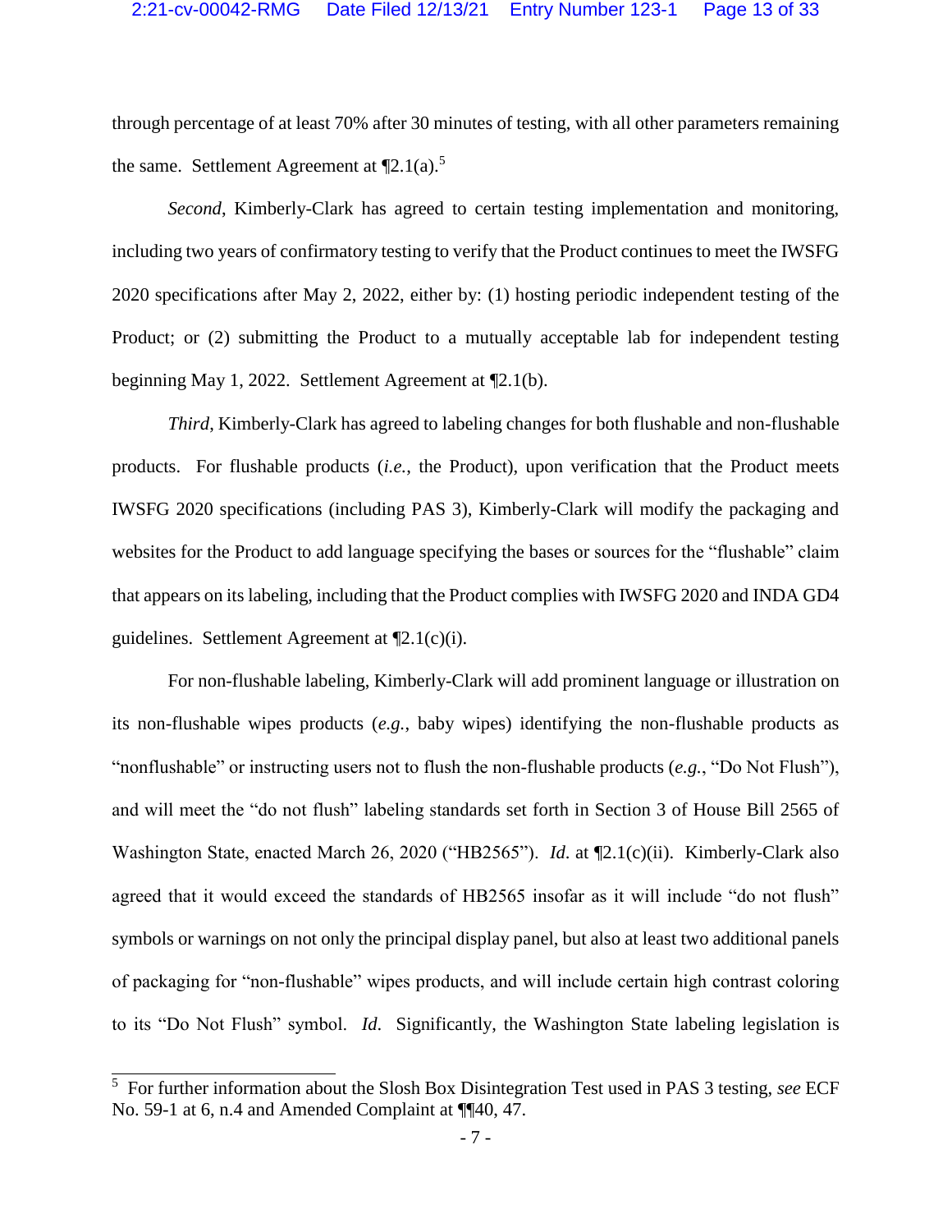through percentage of at least 70% after 30 minutes of testing, with all other parameters remaining the same. Settlement Agreement at ¶2.1(a).[5]

*Second*, Kimberly-Clark has agreed to certain testing implementation and monitoring, including two years of confirmatory testing to verify that the Product continues to meet the IWSFG 2020 specifications after May 2, 2022, either by: (1) hosting periodic independent testing of the Product; or (2) submitting the Product to a mutually acceptable lab for independent testing beginning May 1, 2022. Settlement Agreement at ¶2.1(b).

*Third*, Kimberly-Clark has agreed to labeling changes for both flushable and non-flushable products. For flushable products (*i.e.*, the Product), upon verification that the Product meets IWSFG 2020 specifications (including PAS 3), Kimberly-Clark will modify the packaging and websites for the Product to add language specifying the bases or sources for the "flushable" claim that appears on its labeling, including that the Product complies with IWSFG 2020 and INDA GD4 guidelines. Settlement Agreement at ¶2.1(c)(i).

For non-flushable labeling, Kimberly-Clark will add prominent language or illustration on its non-flushable wipes products (*e.g.*, baby wipes) identifying the non-flushable products as "nonflushable" or instructing users not to flush the non-flushable products (*e.g.*, "Do Not Flush"), and will meet the "do not flush" labeling standards set forth in Section 3 of House Bill 2565 of Washington State, enacted March 26, 2020 ("HB2565"). *Id.* at ¶2.1(c)(ii). Kimberly-Clark also agreed that it would exceed the standards of HB2565 insofar as it will include "do not flush" symbols or warnings on not only the principal display panel, but also at least two additional panels of packaging for "non-flushable" wipes products, and will include certain high contrast coloring to its "Do Not Flush" symbol. *Id.* Significantly, the Washington State labeling legislation is

---

[5] For further information about the Slosh Box Disintegration Test used in PAS 3 testing, *see* ECF No. 59-1 at 6, n.4 and Amended Complaint at ¶¶40, 47.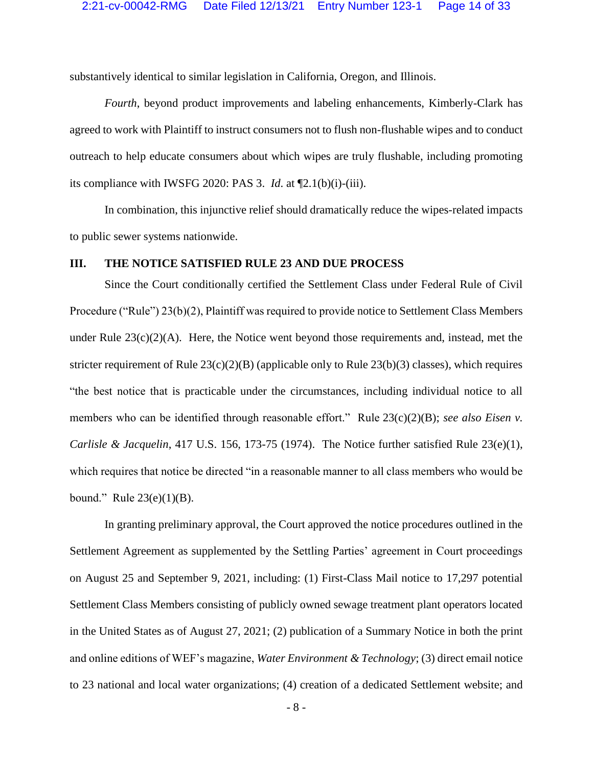substantively identical to similar legislation in California, Oregon, and Illinois.

*Fourth*, beyond product improvements and labeling enhancements, Kimberly-Clark has agreed to work with Plaintiff to instruct consumers not to flush non-flushable wipes and to conduct outreach to help educate consumers about which wipes are truly flushable, including promoting its compliance with IWSFG 2020: PAS 3. *Id.* at ¶2.1(b)(i)-(iii).

In combination, this injunctive relief should dramatically reduce the wipes-related impacts to public sewer systems nationwide.

## III. THE NOTICE SATISFIED RULE 23 AND DUE PROCESS

Since the Court conditionally certified the Settlement Class under Federal Rule of Civil Procedure ("Rule") 23(b)(2), Plaintiff was required to provide notice to Settlement Class Members under Rule 23(c)(2)(A). Here, the Notice went beyond those requirements and, instead, met the stricter requirement of Rule 23(c)(2)(B) (applicable only to Rule 23(b)(3) classes), which requires "the best notice that is practicable under the circumstances, including individual notice to all members who can be identified through reasonable effort." Rule 23(c)(2)(B); *see also Eisen v. Carlisle & Jacquelin*, 417 U.S. 156, 173-75 (1974). The Notice further satisfied Rule 23(e)(1), which requires that notice be directed "in a reasonable manner to all class members who would be bound." Rule 23(e)(1)(B).

In granting preliminary approval, the Court approved the notice procedures outlined in the Settlement Agreement as supplemented by the Settling Parties' agreement in Court proceedings on August 25 and September 9, 2021, including: (1) First-Class Mail notice to 17,297 potential Settlement Class Members consisting of publicly owned sewage treatment plant operators located in the United States as of August 27, 2021; (2) publication of a Summary Notice in both the print and online editions of WEF's magazine, *Water Environment & Technology*; (3) direct email notice to 23 national and local water organizations; (4) creation of a dedicated Settlement website; and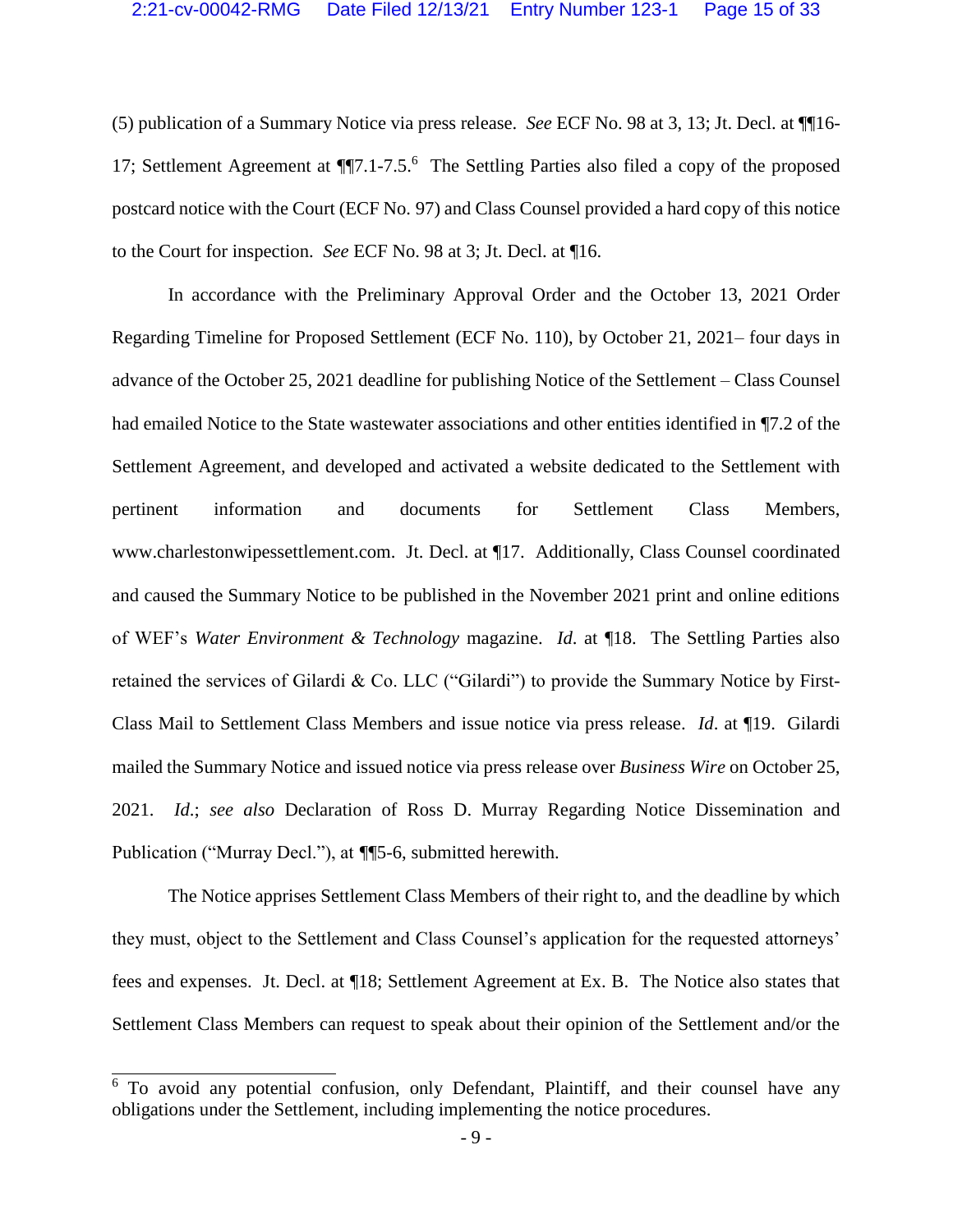(5) publication of a Summary Notice via press release. *See* ECF No. 98 at 3, 13; Jt. Decl. at ¶¶16-17; Settlement Agreement at ¶¶7.1-7.5.[6] The Settling Parties also filed a copy of the proposed postcard notice with the Court (ECF No. 97) and Class Counsel provided a hard copy of this notice to the Court for inspection. *See* ECF No. 98 at 3; Jt. Decl. at ¶16.

In accordance with the Preliminary Approval Order and the October 13, 2021 Order Regarding Timeline for Proposed Settlement (ECF No. 110), by October 21, 2021– four days in advance of the October 25, 2021 deadline for publishing Notice of the Settlement – Class Counsel had emailed Notice to the State wastewater associations and other entities identified in ¶7.2 of the Settlement Agreement, and developed and activated a website dedicated to the Settlement with pertinent information and documents for Settlement Class Members, www.charlestonwipessettlement.com. Jt. Decl. at ¶17. Additionally, Class Counsel coordinated and caused the Summary Notice to be published in the November 2021 print and online editions of WEF's *Water Environment & Technology* magazine. *Id*. at ¶18. The Settling Parties also retained the services of Gilardi & Co. LLC ("Gilardi") to provide the Summary Notice by First-Class Mail to Settlement Class Members and issue notice via press release. *Id*. at ¶19. Gilardi mailed the Summary Notice and issued notice via press release over *Business Wire* on October 25, 2021. *Id*.; *see also* Declaration of Ross D. Murray Regarding Notice Dissemination and Publication ("Murray Decl."), at ¶¶5-6, submitted herewith.

The Notice apprises Settlement Class Members of their right to, and the deadline by which they must, object to the Settlement and Class Counsel's application for the requested attorneys' fees and expenses. Jt. Decl. at ¶18; Settlement Agreement at Ex. B. The Notice also states that Settlement Class Members can request to speak about their opinion of the Settlement and/or the

---

[6] To avoid any potential confusion, only Defendant, Plaintiff, and their counsel have any obligations under the Settlement, including implementing the notice procedures.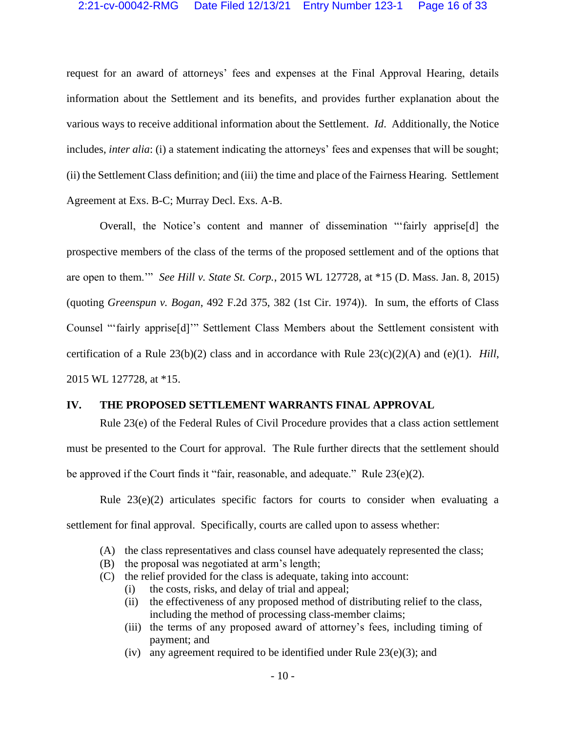request for an award of attorneys' fees and expenses at the Final Approval Hearing, details information about the Settlement and its benefits, and provides further explanation about the various ways to receive additional information about the Settlement. *Id*. Additionally, the Notice includes, *inter alia*: (i) a statement indicating the attorneys' fees and expenses that will be sought; (ii) the Settlement Class definition; and (iii) the time and place of the Fairness Hearing. Settlement Agreement at Exs. B-C; Murray Decl. Exs. A-B.

Overall, the Notice's content and manner of dissemination "'fairly apprise[d] the prospective members of the class of the terms of the proposed settlement and of the options that are open to them.'" *See Hill v. State St. Corp.*, 2015 WL 127728, at *15 (D. Mass. Jan. 8, 2015) (quoting *Greenspun v. Bogan*, 492 F.2d 375, 382 (1st Cir. 1974)). In sum, the efforts of Class Counsel "'fairly apprise[d]'" Settlement Class Members about the Settlement consistent with certification of a Rule 23(b)(2) class and in accordance with Rule 23(c)(2)(A) and (e)(1). *Hill*, 2015 WL 127728, at *15.

## IV. THE PROPOSED SETTLEMENT WARRANTS FINAL APPROVAL

Rule 23(e) of the Federal Rules of Civil Procedure provides that a class action settlement must be presented to the Court for approval. The Rule further directs that the settlement should be approved if the Court finds it "fair, reasonable, and adequate." Rule 23(e)(2).

Rule 23(e)(2) articulates specific factors for courts to consider when evaluating a settlement for final approval. Specifically, courts are called upon to assess whether:

(A) the class representatives and class counsel have adequately represented the class;
(B) the proposal was negotiated at arm's length;
(C) the relief provided for the class is adequate, taking into account:
  (i) the costs, risks, and delay of trial and appeal;
  (ii) the effectiveness of any proposed method of distributing relief to the class, including the method of processing class-member claims;
  (iii) the terms of any proposed award of attorney's fees, including timing of payment; and
  (iv) any agreement required to be identified under Rule 23(e)(3); and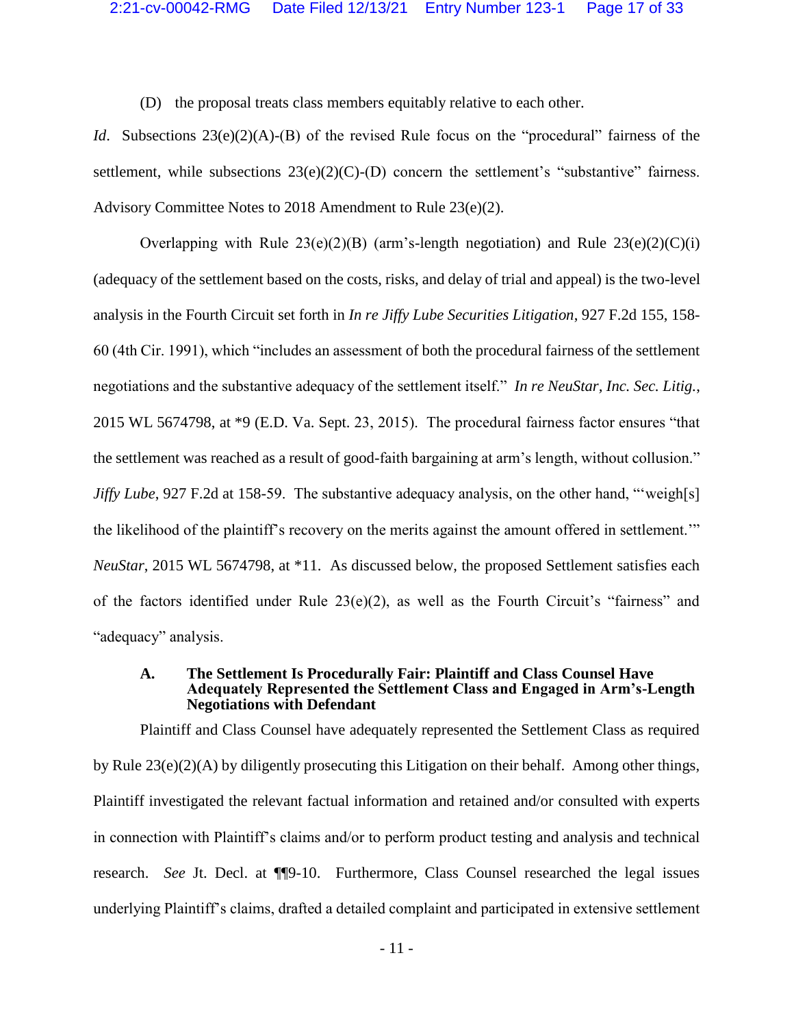(D) the proposal treats class members equitably relative to each other.

*Id*. Subsections 23(e)(2)(A)-(B) of the revised Rule focus on the "procedural" fairness of the settlement, while subsections 23(e)(2)(C)-(D) concern the settlement's "substantive" fairness. Advisory Committee Notes to 2018 Amendment to Rule 23(e)(2).

Overlapping with Rule 23(e)(2)(B) (arm's-length negotiation) and Rule 23(e)(2)(C)(i) (adequacy of the settlement based on the costs, risks, and delay of trial and appeal) is the two-level analysis in the Fourth Circuit set forth in *In re Jiffy Lube Securities Litigation*, 927 F.2d 155, 158-60 (4th Cir. 1991), which "includes an assessment of both the procedural fairness of the settlement negotiations and the substantive adequacy of the settlement itself." *In re NeuStar, Inc. Sec. Litig.*, 2015 WL 5674798, at *9 (E.D. Va. Sept. 23, 2015). The procedural fairness factor ensures "that the settlement was reached as a result of good-faith bargaining at arm's length, without collusion." *Jiffy Lube*, 927 F.2d at 158-59. The substantive adequacy analysis, on the other hand, "'weigh[s] the likelihood of the plaintiff's recovery on the merits against the amount offered in settlement.'" *NeuStar*, 2015 WL 5674798, at *11. As discussed below, the proposed Settlement satisfies each of the factors identified under Rule 23(e)(2), as well as the Fourth Circuit's "fairness" and "adequacy" analysis.

### A. The Settlement Is Procedurally Fair: Plaintiff and Class Counsel Have Adequately Represented the Settlement Class and Engaged in Arm's-Length Negotiations with Defendant

Plaintiff and Class Counsel have adequately represented the Settlement Class as required by Rule 23(e)(2)(A) by diligently prosecuting this Litigation on their behalf. Among other things, Plaintiff investigated the relevant factual information and retained and/or consulted with experts in connection with Plaintiff's claims and/or to perform product testing and analysis and technical research. *See* Jt. Decl. at ¶¶9-10. Furthermore, Class Counsel researched the legal issues underlying Plaintiff's claims, drafted a detailed complaint and participated in extensive settlement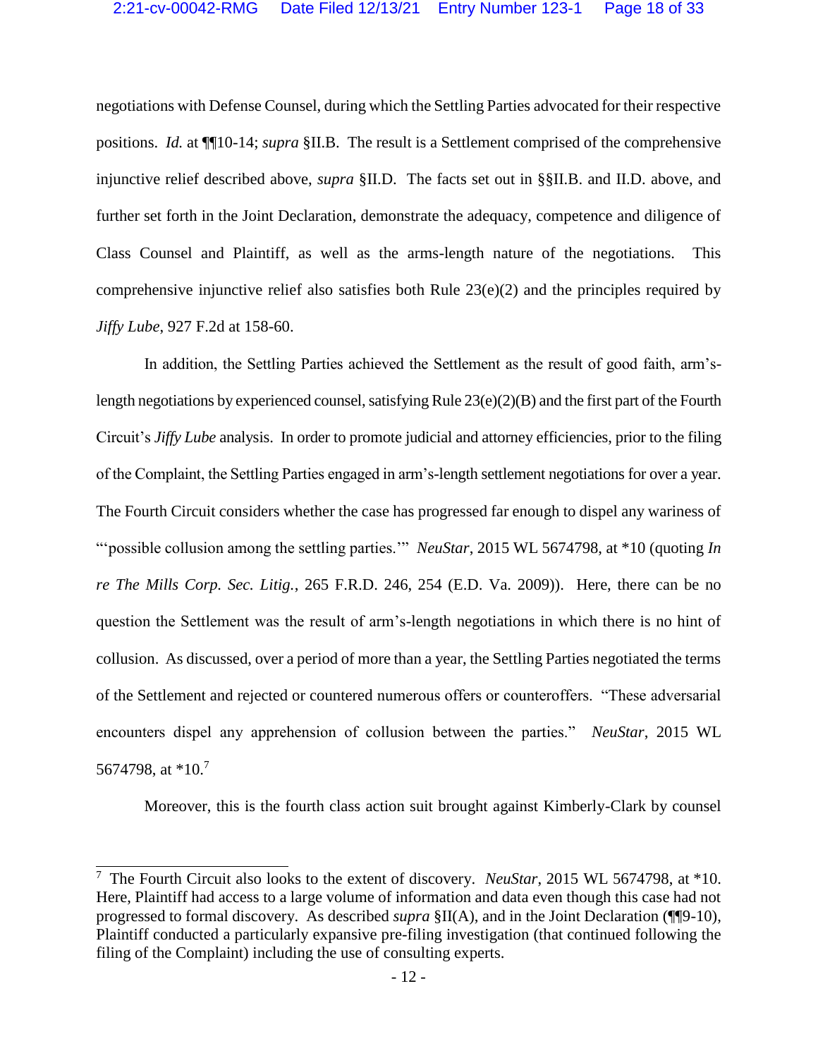negotiations with Defense Counsel, during which the Settling Parties advocated for their respective positions. *Id.* at ¶¶10-14; *supra* §II.B. The result is a Settlement comprised of the comprehensive injunctive relief described above, *supra* §II.D. The facts set out in §§II.B. and II.D. above, and further set forth in the Joint Declaration, demonstrate the adequacy, competence and diligence of Class Counsel and Plaintiff, as well as the arms-length nature of the negotiations. This comprehensive injunctive relief also satisfies both Rule 23(e)(2) and the principles required by *Jiffy Lube*, 927 F.2d at 158-60.

In addition, the Settling Parties achieved the Settlement as the result of good faith, arm's-length negotiations by experienced counsel, satisfying Rule 23(e)(2)(B) and the first part of the Fourth Circuit's *Jiffy Lube* analysis. In order to promote judicial and attorney efficiencies, prior to the filing of the Complaint, the Settling Parties engaged in arm's-length settlement negotiations for over a year. The Fourth Circuit considers whether the case has progressed far enough to dispel any wariness of "'possible collusion among the settling parties.'" *NeuStar*, 2015 WL 5674798, at *10 (quoting *In re The Mills Corp. Sec. Litig.*, 265 F.R.D. 246, 254 (E.D. Va. 2009)). Here, there can be no question the Settlement was the result of arm's-length negotiations in which there is no hint of collusion. As discussed, over a period of more than a year, the Settling Parties negotiated the terms of the Settlement and rejected or countered numerous offers or counteroffers. "These adversarial encounters dispel any apprehension of collusion between the parties." *NeuStar*, 2015 WL 5674798, at *10.[7]

Moreover, this is the fourth class action suit brought against Kimberly-Clark by counsel

---

[7] The Fourth Circuit also looks to the extent of discovery. *NeuStar*, 2015 WL 5674798, at *10. Here, Plaintiff had access to a large volume of information and data even though this case had not progressed to formal discovery. As described *supra* §II(A), and in the Joint Declaration (¶¶9-10), Plaintiff conducted a particularly expansive pre-filing investigation (that continued following the filing of the Complaint) including the use of consulting experts.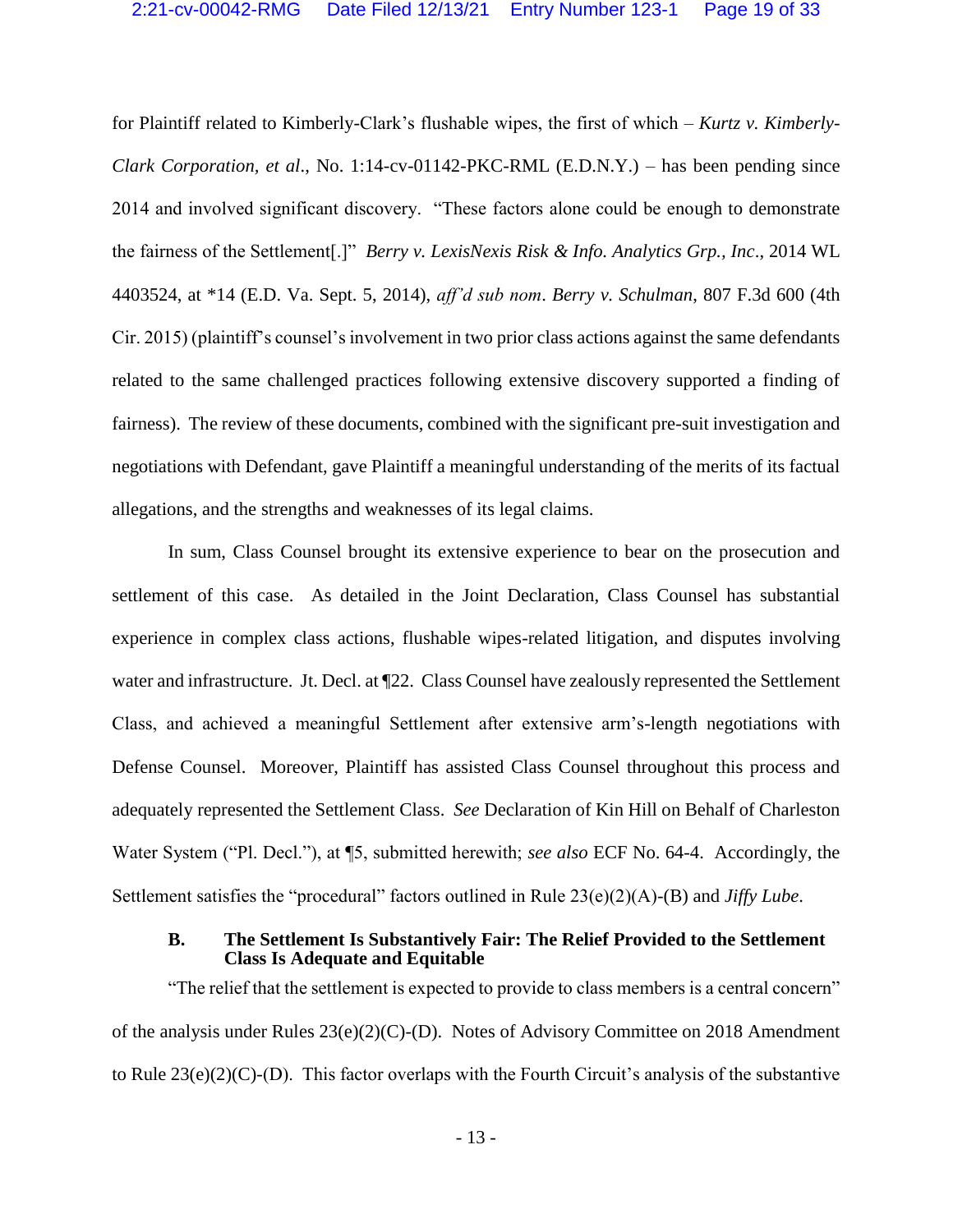for Plaintiff related to Kimberly-Clark's flushable wipes, the first of which – *Kurtz v. Kimberly-Clark Corporation, et al.*, No. 1:14-cv-01142-PKC-RML (E.D.N.Y.) – has been pending since 2014 and involved significant discovery. "These factors alone could be enough to demonstrate the fairness of the Settlement[.]" *Berry v. LexisNexis Risk & Info. Analytics Grp., Inc*., 2014 WL 4403524, at *14 (E.D. Va. Sept. 5, 2014), *aff'd sub nom*. *Berry v. Schulman*, 807 F.3d 600 (4th Cir. 2015) (plaintiff's counsel's involvement in two prior class actions against the same defendants related to the same challenged practices following extensive discovery supported a finding of fairness). The review of these documents, combined with the significant pre-suit investigation and negotiations with Defendant, gave Plaintiff a meaningful understanding of the merits of its factual allegations, and the strengths and weaknesses of its legal claims.

In sum, Class Counsel brought its extensive experience to bear on the prosecution and settlement of this case. As detailed in the Joint Declaration, Class Counsel has substantial experience in complex class actions, flushable wipes-related litigation, and disputes involving water and infrastructure. Jt. Decl. at ¶22. Class Counsel have zealously represented the Settlement Class, and achieved a meaningful Settlement after extensive arm's-length negotiations with Defense Counsel. Moreover, Plaintiff has assisted Class Counsel throughout this process and adequately represented the Settlement Class. *See* Declaration of Kin Hill on Behalf of Charleston Water System ("Pl. Decl."), at ¶5, submitted herewith; *see also* ECF No. 64-4. Accordingly, the Settlement satisfies the "procedural" factors outlined in Rule 23(e)(2)(A)-(B) and *Jiffy Lube*.

### B. The Settlement Is Substantively Fair: The Relief Provided to the Settlement Class Is Adequate and Equitable

"The relief that the settlement is expected to provide to class members is a central concern" of the analysis under Rules 23(e)(2)(C)-(D). Notes of Advisory Committee on 2018 Amendment to Rule 23(e)(2)(C)-(D). This factor overlaps with the Fourth Circuit's analysis of the substantive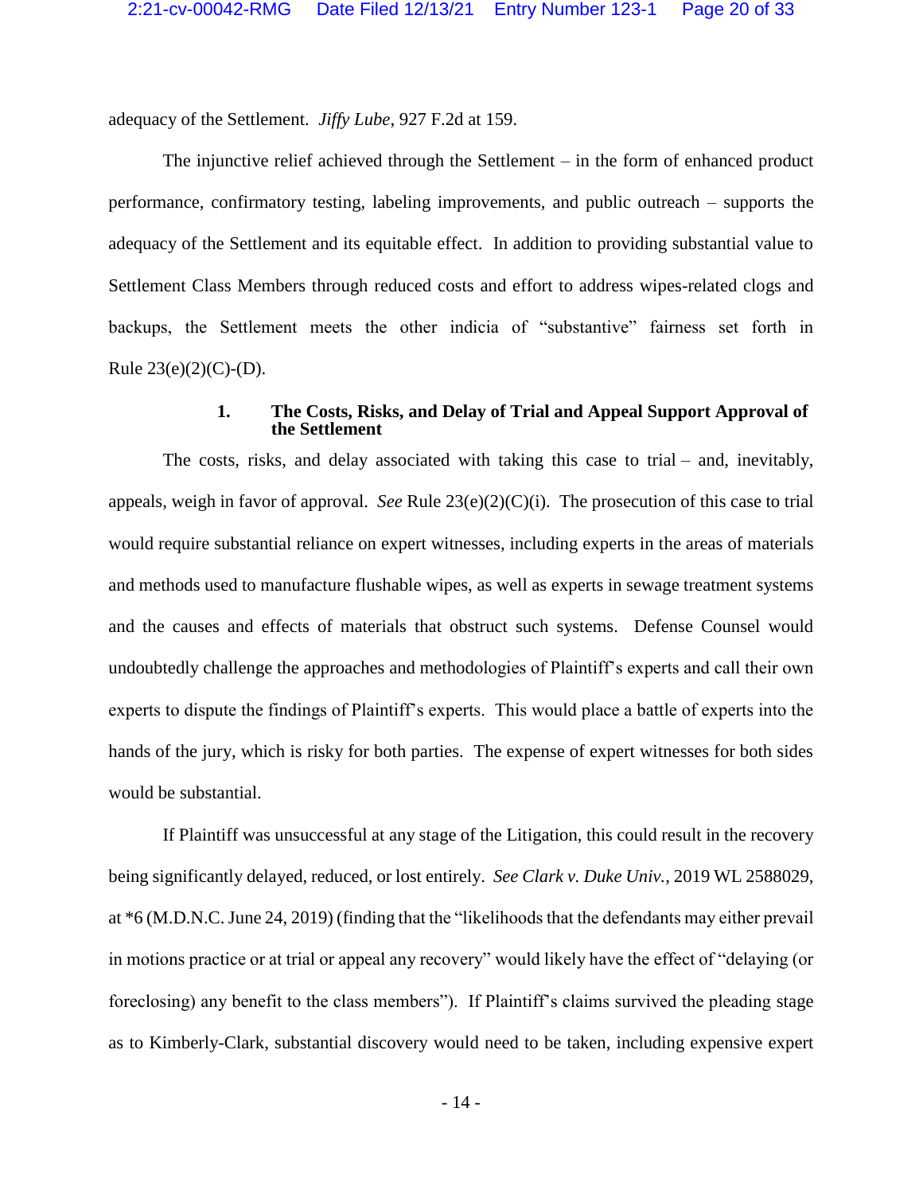adequacy of the Settlement. *Jiffy Lube*, 927 F.2d at 159.

The injunctive relief achieved through the Settlement – in the form of enhanced product performance, confirmatory testing, labeling improvements, and public outreach – supports the adequacy of the Settlement and its equitable effect. In addition to providing substantial value to Settlement Class Members through reduced costs and effort to address wipes-related clogs and backups, the Settlement meets the other indicia of "substantive" fairness set forth in Rule 23(e)(2)(C)-(D).

#### 1. The Costs, Risks, and Delay of Trial and Appeal Support Approval of the Settlement

The costs, risks, and delay associated with taking this case to trial – and, inevitably, appeals, weigh in favor of approval. *See* Rule 23(e)(2)(C)(i). The prosecution of this case to trial would require substantial reliance on expert witnesses, including experts in the areas of materials and methods used to manufacture flushable wipes, as well as experts in sewage treatment systems and the causes and effects of materials that obstruct such systems. Defense Counsel would undoubtedly challenge the approaches and methodologies of Plaintiff's experts and call their own experts to dispute the findings of Plaintiff's experts. This would place a battle of experts into the hands of the jury, which is risky for both parties. The expense of expert witnesses for both sides would be substantial.

If Plaintiff was unsuccessful at any stage of the Litigation, this could result in the recovery being significantly delayed, reduced, or lost entirely. *See Clark v. Duke Univ.*, 2019 WL 2588029, at *6 (M.D.N.C. June 24, 2019) (finding that the "likelihoods that the defendants may either prevail in motions practice or at trial or appeal any recovery" would likely have the effect of "delaying (or foreclosing) any benefit to the class members"). If Plaintiff's claims survived the pleading stage as to Kimberly-Clark, substantial discovery would need to be taken, including expensive expert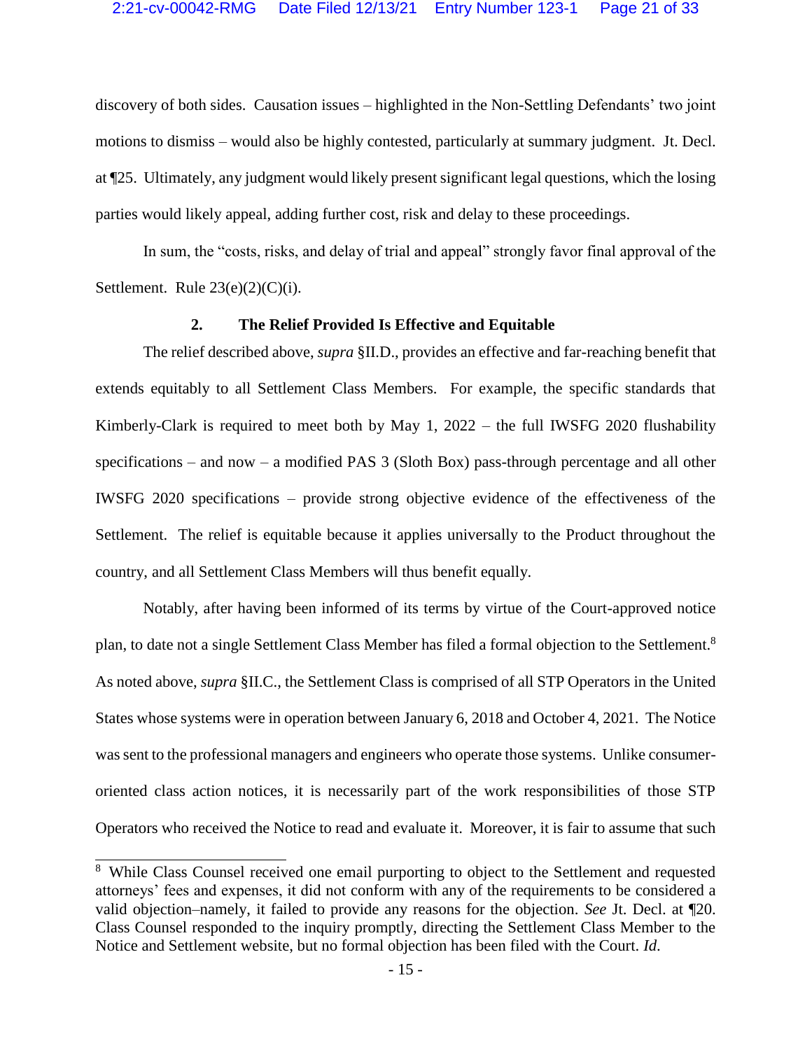discovery of both sides. Causation issues – highlighted in the Non-Settling Defendants' two joint motions to dismiss – would also be highly contested, particularly at summary judgment. Jt. Decl. at ¶25. Ultimately, any judgment would likely present significant legal questions, which the losing parties would likely appeal, adding further cost, risk and delay to these proceedings.

In sum, the "costs, risks, and delay of trial and appeal" strongly favor final approval of the Settlement. Rule 23(e)(2)(C)(i).

### 2. The Relief Provided Is Effective and Equitable

The relief described above, *supra* §II.D., provides an effective and far-reaching benefit that extends equitably to all Settlement Class Members. For example, the specific standards that Kimberly-Clark is required to meet both by May 1, 2022 – the full IWSFG 2020 flushability specifications – and now – a modified PAS 3 (Sloth Box) pass-through percentage and all other IWSFG 2020 specifications – provide strong objective evidence of the effectiveness of the Settlement. The relief is equitable because it applies universally to the Product throughout the country, and all Settlement Class Members will thus benefit equally.

Notably, after having been informed of its terms by virtue of the Court-approved notice plan, to date not a single Settlement Class Member has filed a formal objection to the Settlement.[8] As noted above, *supra* §II.C., the Settlement Class is comprised of all STP Operators in the United States whose systems were in operation between January 6, 2018 and October 4, 2021. The Notice was sent to the professional managers and engineers who operate those systems. Unlike consumer-oriented class action notices, it is necessarily part of the work responsibilities of those STP Operators who received the Notice to read and evaluate it. Moreover, it is fair to assume that such

---

[8] While Class Counsel received one email purporting to object to the Settlement and requested attorneys' fees and expenses, it did not conform with any of the requirements to be considered a valid objection–namely, it failed to provide any reasons for the objection. *See* Jt. Decl. at ¶20. Class Counsel responded to the inquiry promptly, directing the Settlement Class Member to the Notice and Settlement website, but no formal objection has been filed with the Court. *Id*.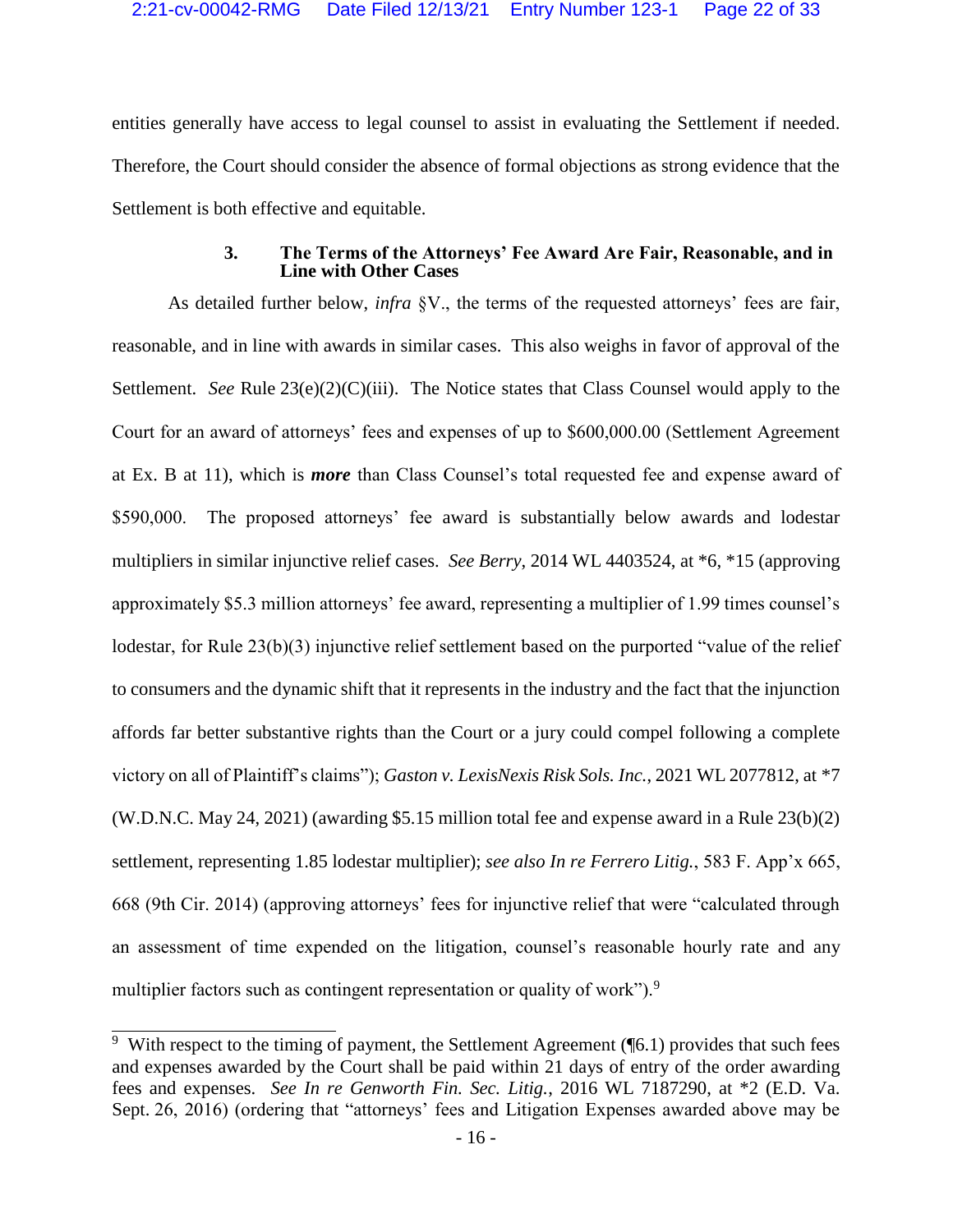entities generally have access to legal counsel to assist in evaluating the Settlement if needed. Therefore, the Court should consider the absence of formal objections as strong evidence that the Settlement is both effective and equitable.

### 3. The Terms of the Attorneys' Fee Award Are Fair, Reasonable, and in Line with Other Cases

As detailed further below, *infra* §V., the terms of the requested attorneys' fees are fair, reasonable, and in line with awards in similar cases. This also weighs in favor of approval of the Settlement. *See* Rule 23(e)(2)(C)(iii). The Notice states that Class Counsel would apply to the Court for an award of attorneys' fees and expenses of up to $600,000.00 (Settlement Agreement at Ex. B at 11), which is ***more*** than Class Counsel's total requested fee and expense award of $590,000. The proposed attorneys' fee award is substantially below awards and lodestar multipliers in similar injunctive relief cases. *See Berry*, 2014 WL 4403524, at *6, *15 (approving approximately $5.3 million attorneys' fee award, representing a multiplier of 1.99 times counsel's lodestar, for Rule 23(b)(3) injunctive relief settlement based on the purported "value of the relief to consumers and the dynamic shift that it represents in the industry and the fact that the injunction affords far better substantive rights than the Court or a jury could compel following a complete victory on all of Plaintiff's claims"); *Gaston v. LexisNexis Risk Sols. Inc.*, 2021 WL 2077812, at *7 (W.D.N.C. May 24, 2021) (awarding $5.15 million total fee and expense award in a Rule 23(b)(2) settlement, representing 1.85 lodestar multiplier); *see also In re Ferrero Litig.*, 583 F. App'x 665, 668 (9th Cir. 2014) (approving attorneys' fees for injunctive relief that were "calculated through an assessment of time expended on the litigation, counsel's reasonable hourly rate and any multiplier factors such as contingent representation or quality of work").[9]

---

[9] With respect to the timing of payment, the Settlement Agreement (¶6.1) provides that such fees and expenses awarded by the Court shall be paid within 21 days of entry of the order awarding fees and expenses. *See In re Genworth Fin. Sec. Litig.*, 2016 WL 7187290, at *2 (E.D. Va. Sept. 26, 2016) (ordering that "attorneys' fees and Litigation Expenses awarded above may be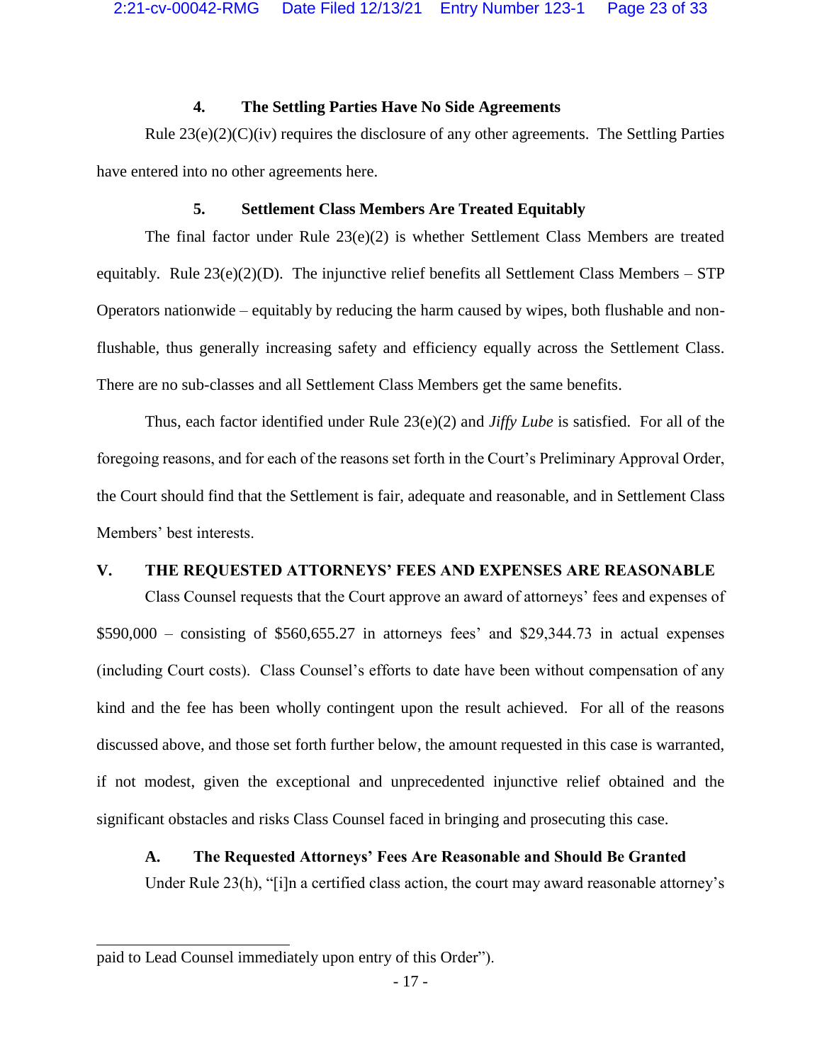#### 4. The Settling Parties Have No Side Agreements

Rule 23(e)(2)(C)(iv) requires the disclosure of any other agreements. The Settling Parties have entered into no other agreements here.

#### 5. Settlement Class Members Are Treated Equitably

The final factor under Rule 23(e)(2) is whether Settlement Class Members are treated equitably. Rule 23(e)(2)(D). The injunctive relief benefits all Settlement Class Members – STP Operators nationwide – equitably by reducing the harm caused by wipes, both flushable and non-flushable, thus generally increasing safety and efficiency equally across the Settlement Class. There are no sub-classes and all Settlement Class Members get the same benefits.

Thus, each factor identified under Rule 23(e)(2) and *Jiffy Lube* is satisfied. For all of the foregoing reasons, and for each of the reasons set forth in the Court's Preliminary Approval Order, the Court should find that the Settlement is fair, adequate and reasonable, and in Settlement Class Members' best interests.

## V. THE REQUESTED ATTORNEYS' FEES AND EXPENSES ARE REASONABLE

Class Counsel requests that the Court approve an award of attorneys' fees and expenses of $590,000 – consisting of $560,655.27 in attorneys fees' and $29,344.73 in actual expenses (including Court costs). Class Counsel's efforts to date have been without compensation of any kind and the fee has been wholly contingent upon the result achieved. For all of the reasons discussed above, and those set forth further below, the amount requested in this case is warranted, if not modest, given the exceptional and unprecedented injunctive relief obtained and the significant obstacles and risks Class Counsel faced in bringing and prosecuting this case.

### A. The Requested Attorneys' Fees Are Reasonable and Should Be Granted

Under Rule 23(h), "[i]n a certified class action, the court may award reasonable attorney's

---

paid to Lead Counsel immediately upon entry of this Order").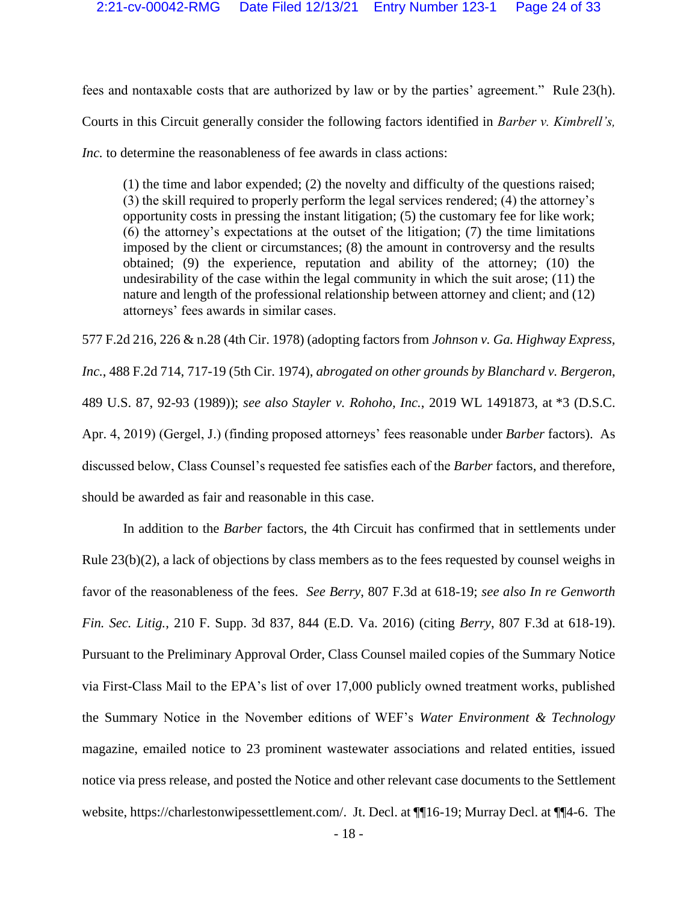fees and nontaxable costs that are authorized by law or by the parties' agreement." Rule 23(h). Courts in this Circuit generally consider the following factors identified in *Barber v. Kimbrell's, Inc.* to determine the reasonableness of fee awards in class actions:

> (1) the time and labor expended; (2) the novelty and difficulty of the questions raised; (3) the skill required to properly perform the legal services rendered; (4) the attorney's opportunity costs in pressing the instant litigation; (5) the customary fee for like work; (6) the attorney's expectations at the outset of the litigation; (7) the time limitations imposed by the client or circumstances; (8) the amount in controversy and the results obtained; (9) the experience, reputation and ability of the attorney; (10) the undesirability of the case within the legal community in which the suit arose; (11) the nature and length of the professional relationship between attorney and client; and (12) attorneys' fees awards in similar cases.

577 F.2d 216, 226 & n.28 (4th Cir. 1978) (adopting factors from *Johnson v. Ga. Highway Express, Inc.*, 488 F.2d 714, 717-19 (5th Cir. 1974), *abrogated on other grounds by Blanchard v. Bergeron*, 489 U.S. 87, 92-93 (1989)); *see also Stayler v. Rohoho, Inc.*, 2019 WL 1491873, at *3 (D.S.C. Apr. 4, 2019) (Gergel, J.) (finding proposed attorneys' fees reasonable under *Barber* factors). As discussed below, Class Counsel's requested fee satisfies each of the *Barber* factors, and therefore, should be awarded as fair and reasonable in this case.

In addition to the *Barber* factors, the 4th Circuit has confirmed that in settlements under Rule 23(b)(2), a lack of objections by class members as to the fees requested by counsel weighs in favor of the reasonableness of the fees. *See Berry*, 807 F.3d at 618-19; *see also In re Genworth Fin. Sec. Litig.*, 210 F. Supp. 3d 837, 844 (E.D. Va. 2016) (citing *Berry*, 807 F.3d at 618-19). Pursuant to the Preliminary Approval Order, Class Counsel mailed copies of the Summary Notice via First-Class Mail to the EPA's list of over 17,000 publicly owned treatment works, published the Summary Notice in the November editions of WEF's *Water Environment & Technology* magazine, emailed notice to 23 prominent wastewater associations and related entities, issued notice via press release, and posted the Notice and other relevant case documents to the Settlement website, https://charlestonwipessettlement.com/. Jt. Decl. at ¶¶16-19; Murray Decl. at ¶¶4-6. The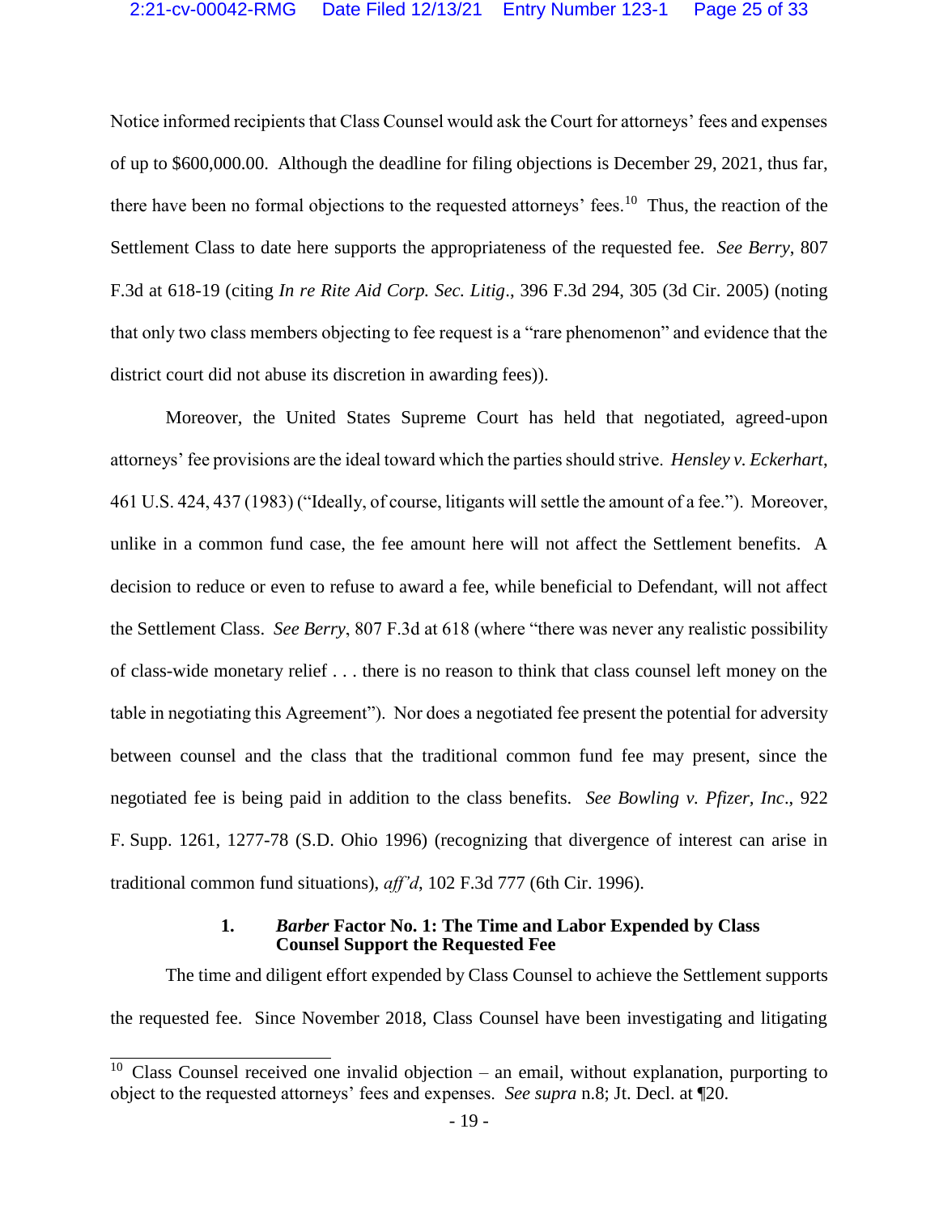Notice informed recipients that Class Counsel would ask the Court for attorneys' fees and expenses of up to $600,000.00. Although the deadline for filing objections is December 29, 2021, thus far, there have been no formal objections to the requested attorneys' fees.[10] Thus, the reaction of the Settlement Class to date here supports the appropriateness of the requested fee. *See Berry*, 807 F.3d at 618-19 (citing *In re Rite Aid Corp. Sec. Litig*., 396 F.3d 294, 305 (3d Cir. 2005) (noting that only two class members objecting to fee request is a "rare phenomenon" and evidence that the district court did not abuse its discretion in awarding fees)).

Moreover, the United States Supreme Court has held that negotiated, agreed-upon attorneys' fee provisions are the ideal toward which the parties should strive. *Hensley v. Eckerhart*, 461 U.S. 424, 437 (1983) ("Ideally, of course, litigants will settle the amount of a fee."). Moreover, unlike in a common fund case, the fee amount here will not affect the Settlement benefits. A decision to reduce or even to refuse to award a fee, while beneficial to Defendant, will not affect the Settlement Class. *See Berry*, 807 F.3d at 618 (where "there was never any realistic possibility of class-wide monetary relief . . . there is no reason to think that class counsel left money on the table in negotiating this Agreement"). Nor does a negotiated fee present the potential for adversity between counsel and the class that the traditional common fund fee may present, since the negotiated fee is being paid in addition to the class benefits. *See Bowling v. Pfizer, Inc*., 922 F. Supp. 1261, 1277-78 (S.D. Ohio 1996) (recognizing that divergence of interest can arise in traditional common fund situations), *aff'd*, 102 F.3d 777 (6th Cir. 1996).

#### 1. *Barber* Factor No. 1: The Time and Labor Expended by Class Counsel Support the Requested Fee

The time and diligent effort expended by Class Counsel to achieve the Settlement supports the requested fee. Since November 2018, Class Counsel have been investigating and litigating

[10] Class Counsel received one invalid objection – an email, without explanation, purporting to object to the requested attorneys' fees and expenses. *See supra* n.8; Jt. Decl. at ¶20.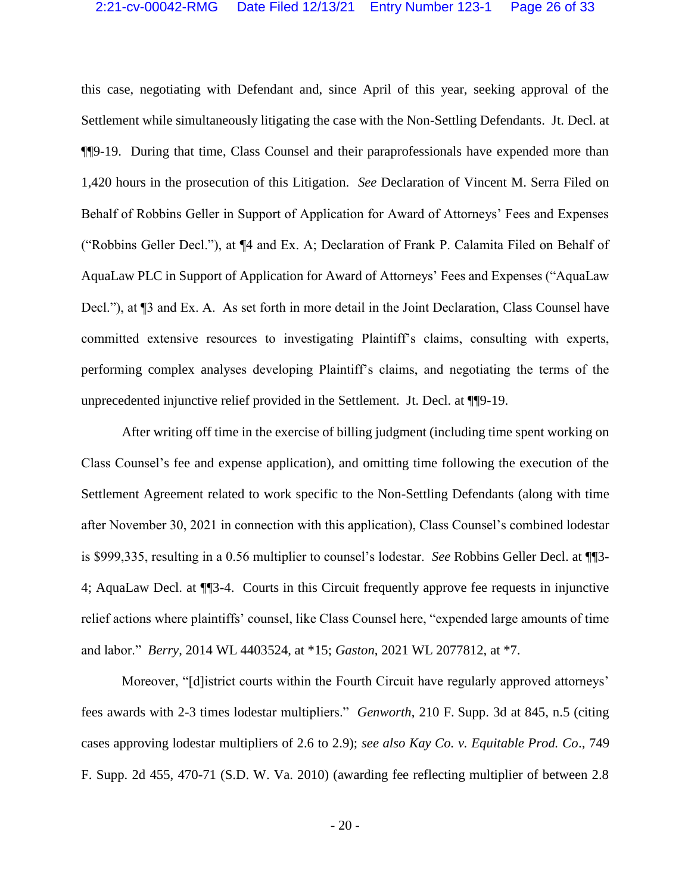this case, negotiating with Defendant and, since April of this year, seeking approval of the Settlement while simultaneously litigating the case with the Non-Settling Defendants. Jt. Decl. at ¶¶9-19. During that time, Class Counsel and their paraprofessionals have expended more than 1,420 hours in the prosecution of this Litigation. *See* Declaration of Vincent M. Serra Filed on Behalf of Robbins Geller in Support of Application for Award of Attorneys' Fees and Expenses ("Robbins Geller Decl."), at ¶4 and Ex. A; Declaration of Frank P. Calamita Filed on Behalf of AquaLaw PLC in Support of Application for Award of Attorneys' Fees and Expenses ("AquaLaw Decl."), at ¶3 and Ex. A. As set forth in more detail in the Joint Declaration, Class Counsel have committed extensive resources to investigating Plaintiff's claims, consulting with experts, performing complex analyses developing Plaintiff's claims, and negotiating the terms of the unprecedented injunctive relief provided in the Settlement. Jt. Decl. at ¶¶9-19.

After writing off time in the exercise of billing judgment (including time spent working on Class Counsel's fee and expense application), and omitting time following the execution of the Settlement Agreement related to work specific to the Non-Settling Defendants (along with time after November 30, 2021 in connection with this application), Class Counsel's combined lodestar is $999,335, resulting in a 0.56 multiplier to counsel's lodestar. *See* Robbins Geller Decl. at ¶¶3-4; AquaLaw Decl. at ¶¶3-4. Courts in this Circuit frequently approve fee requests in injunctive relief actions where plaintiffs' counsel, like Class Counsel here, "expended large amounts of time and labor." *Berry*, 2014 WL 4403524, at *15; *Gaston*, 2021 WL 2077812, at *7.

Moreover, "[d]istrict courts within the Fourth Circuit have regularly approved attorneys' fees awards with 2-3 times lodestar multipliers." *Genworth*, 210 F. Supp. 3d at 845, n.5 (citing cases approving lodestar multipliers of 2.6 to 2.9); *see also Kay Co. v. Equitable Prod. Co.*, 749 F. Supp. 2d 455, 470-71 (S.D. W. Va. 2010) (awarding fee reflecting multiplier of between 2.8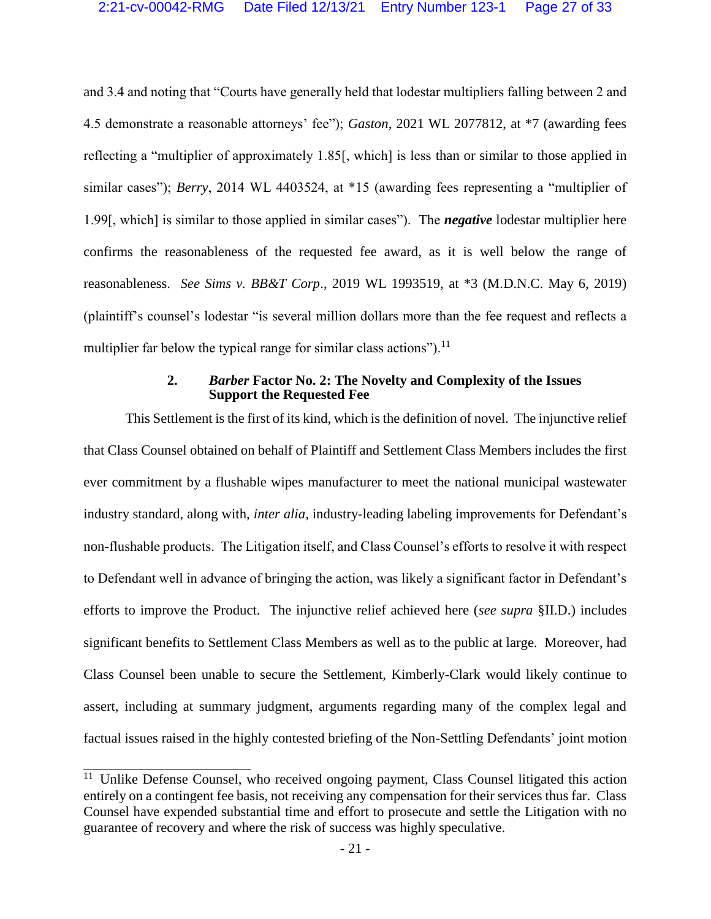and 3.4 and noting that "Courts have generally held that lodestar multipliers falling between 2 and 4.5 demonstrate a reasonable attorneys' fee"); *Gaston*, 2021 WL 2077812, at *7 (awarding fees reflecting a "multiplier of approximately 1.85[, which] is less than or similar to those applied in similar cases"); *Berry*, 2014 WL 4403524, at *15 (awarding fees representing a "multiplier of 1.99[, which] is similar to those applied in similar cases"). The ***negative*** lodestar multiplier here confirms the reasonableness of the requested fee award, as it is well below the range of reasonableness. *See Sims v. BB&T Corp*., 2019 WL 1993519, at *3 (M.D.N.C. May 6, 2019) (plaintiff's counsel's lodestar "is several million dollars more than the fee request and reflects a multiplier far below the typical range for similar class actions").[11]

### 2. *Barber* Factor No. 2: The Novelty and Complexity of the Issues Support the Requested Fee

This Settlement is the first of its kind, which is the definition of novel. The injunctive relief that Class Counsel obtained on behalf of Plaintiff and Settlement Class Members includes the first ever commitment by a flushable wipes manufacturer to meet the national municipal wastewater industry standard, along with, *inter alia*, industry-leading labeling improvements for Defendant's non-flushable products. The Litigation itself, and Class Counsel's efforts to resolve it with respect to Defendant well in advance of bringing the action, was likely a significant factor in Defendant's efforts to improve the Product. The injunctive relief achieved here (*see supra* §II.D.) includes significant benefits to Settlement Class Members as well as to the public at large. Moreover, had Class Counsel been unable to secure the Settlement, Kimberly-Clark would likely continue to assert, including at summary judgment, arguments regarding many of the complex legal and factual issues raised in the highly contested briefing of the Non-Settling Defendants' joint motion

---

[11] Unlike Defense Counsel, who received ongoing payment, Class Counsel litigated this action entirely on a contingent fee basis, not receiving any compensation for their services thus far. Class Counsel have expended substantial time and effort to prosecute and settle the Litigation with no guarantee of recovery and where the risk of success was highly speculative.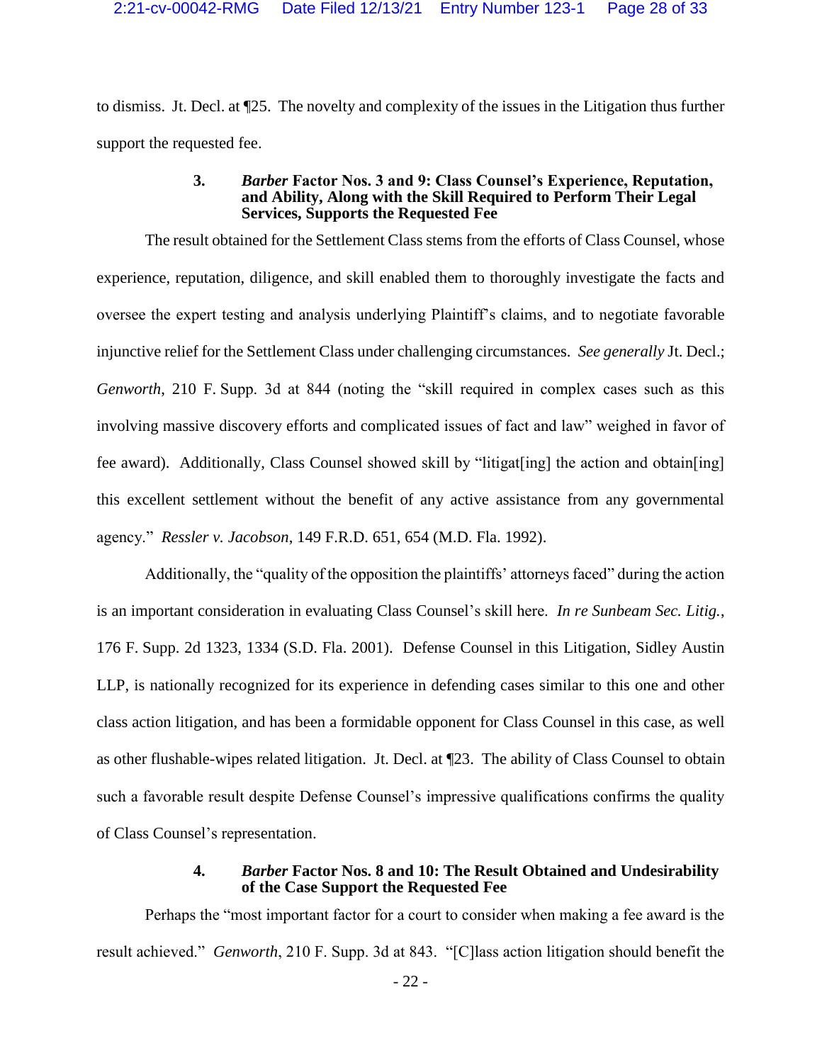to dismiss. Jt. Decl. at ¶25. The novelty and complexity of the issues in the Litigation thus further support the requested fee.

#### 3. *Barber* Factor Nos. 3 and 9: Class Counsel's Experience, Reputation, and Ability, Along with the Skill Required to Perform Their Legal Services, Supports the Requested Fee

The result obtained for the Settlement Class stems from the efforts of Class Counsel, whose experience, reputation, diligence, and skill enabled them to thoroughly investigate the facts and oversee the expert testing and analysis underlying Plaintiff's claims, and to negotiate favorable injunctive relief for the Settlement Class under challenging circumstances. *See generally* Jt. Decl.; *Genworth*, 210 F. Supp. 3d at 844 (noting the "skill required in complex cases such as this involving massive discovery efforts and complicated issues of fact and law" weighed in favor of fee award). Additionally, Class Counsel showed skill by "litigat[ing] the action and obtain[ing] this excellent settlement without the benefit of any active assistance from any governmental agency." *Ressler v. Jacobson*, 149 F.R.D. 651, 654 (M.D. Fla. 1992).

Additionally, the "quality of the opposition the plaintiffs' attorneys faced" during the action is an important consideration in evaluating Class Counsel's skill here. *In re Sunbeam Sec. Litig.*, 176 F. Supp. 2d 1323, 1334 (S.D. Fla. 2001). Defense Counsel in this Litigation, Sidley Austin LLP, is nationally recognized for its experience in defending cases similar to this one and other class action litigation, and has been a formidable opponent for Class Counsel in this case, as well as other flushable-wipes related litigation. Jt. Decl. at ¶23. The ability of Class Counsel to obtain such a favorable result despite Defense Counsel's impressive qualifications confirms the quality of Class Counsel's representation.

#### 4. *Barber* Factor Nos. 8 and 10: The Result Obtained and Undesirability of the Case Support the Requested Fee

Perhaps the "most important factor for a court to consider when making a fee award is the result achieved." *Genworth*, 210 F. Supp. 3d at 843. "[C]lass action litigation should benefit the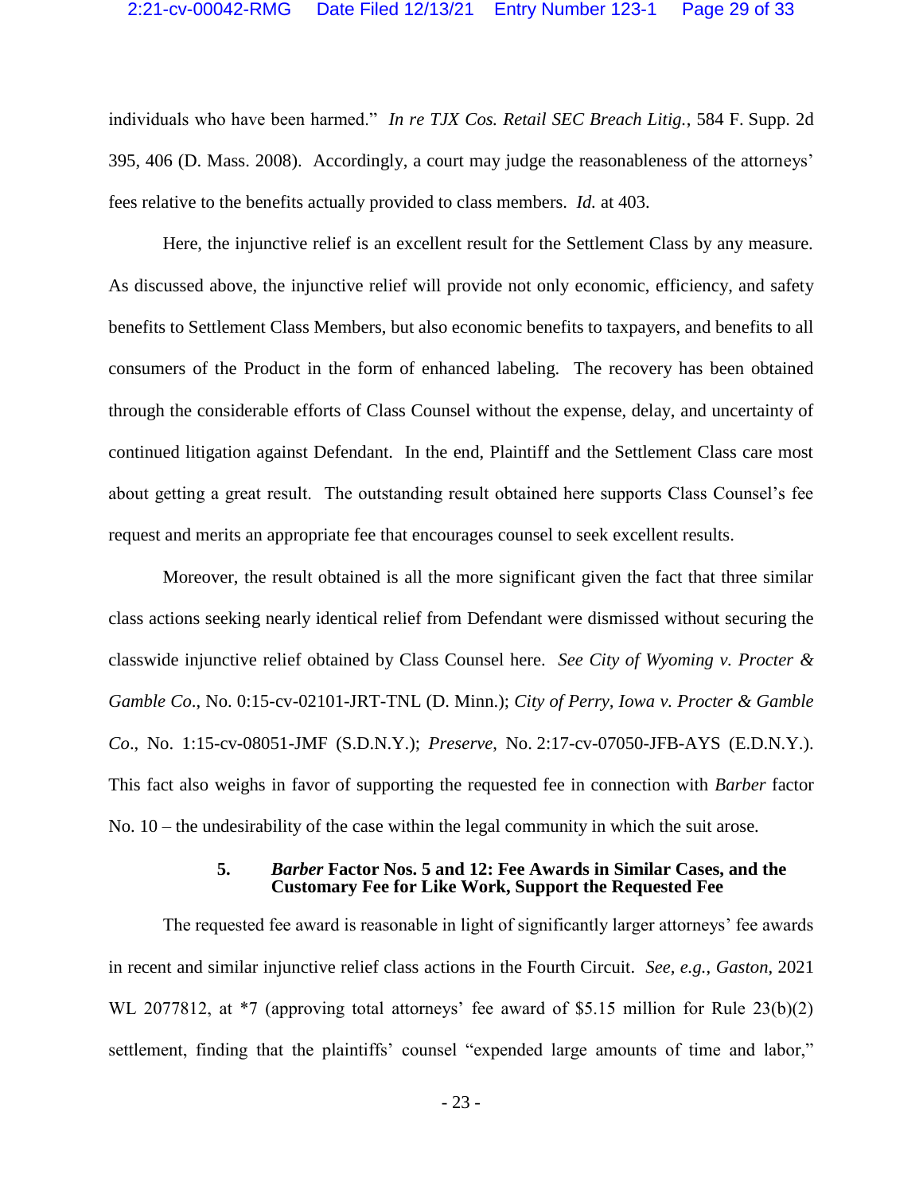individuals who have been harmed." *In re TJX Cos. Retail SEC Breach Litig.*, 584 F. Supp. 2d 395, 406 (D. Mass. 2008). Accordingly, a court may judge the reasonableness of the attorneys' fees relative to the benefits actually provided to class members. *Id.* at 403.

Here, the injunctive relief is an excellent result for the Settlement Class by any measure. As discussed above, the injunctive relief will provide not only economic, efficiency, and safety benefits to Settlement Class Members, but also economic benefits to taxpayers, and benefits to all consumers of the Product in the form of enhanced labeling. The recovery has been obtained through the considerable efforts of Class Counsel without the expense, delay, and uncertainty of continued litigation against Defendant. In the end, Plaintiff and the Settlement Class care most about getting a great result. The outstanding result obtained here supports Class Counsel's fee request and merits an appropriate fee that encourages counsel to seek excellent results.

Moreover, the result obtained is all the more significant given the fact that three similar class actions seeking nearly identical relief from Defendant were dismissed without securing the classwide injunctive relief obtained by Class Counsel here. *See City of Wyoming v. Procter & Gamble Co.*, No. 0:15-cv-02101-JRT-TNL (D. Minn.); *City of Perry, Iowa v. Procter & Gamble Co*., No. 1:15-cv-08051-JMF (S.D.N.Y.); *Preserve*, No. 2:17-cv-07050-JFB-AYS (E.D.N.Y.). This fact also weighs in favor of supporting the requested fee in connection with *Barber* factor No. 10 – the undesirability of the case within the legal community in which the suit arose.

#### 5. *Barber* Factor Nos. 5 and 12: Fee Awards in Similar Cases, and the Customary Fee for Like Work, Support the Requested Fee

The requested fee award is reasonable in light of significantly larger attorneys' fee awards in recent and similar injunctive relief class actions in the Fourth Circuit. *See, e.g.*, *Gaston*, 2021 WL 2077812, at *7 (approving total attorneys' fee award of $5.15 million for Rule 23(b)(2) settlement, finding that the plaintiffs' counsel "expended large amounts of time and labor,"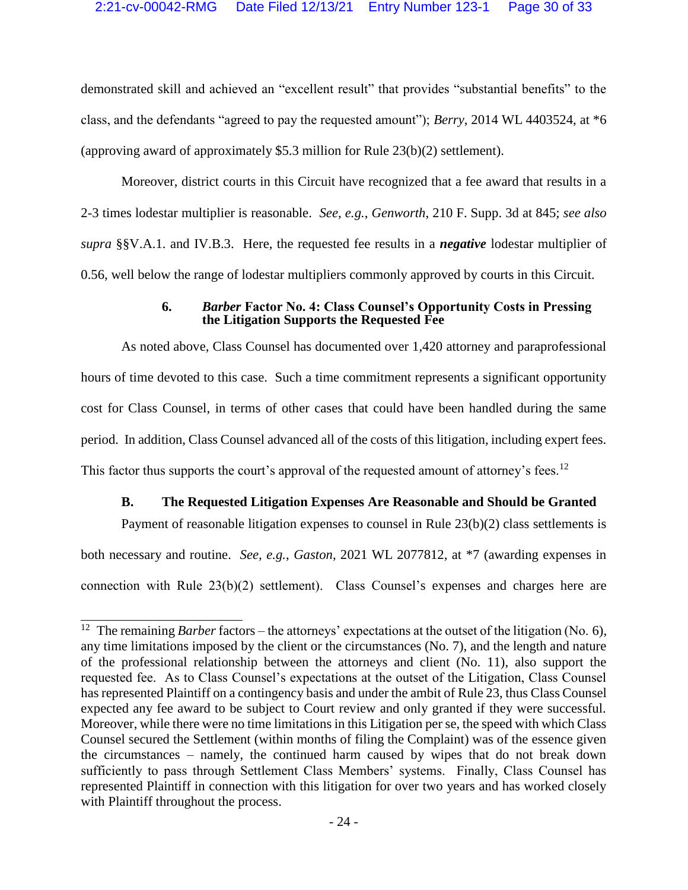demonstrated skill and achieved an "excellent result" that provides "substantial benefits" to the class, and the defendants "agreed to pay the requested amount"); *Berry*, 2014 WL 4403524, at \*6 (approving award of approximately $5.3 million for Rule 23(b)(2) settlement).

Moreover, district courts in this Circuit have recognized that a fee award that results in a 2-3 times lodestar multiplier is reasonable. *See, e.g.*, *Genworth*, 210 F. Supp. 3d at 845; *see also supra* §§V.A.1. and IV.B.3. Here, the requested fee results in a ***negative*** lodestar multiplier of 0.56, well below the range of lodestar multipliers commonly approved by courts in this Circuit.

#### 6. *Barber* Factor No. 4: Class Counsel's Opportunity Costs in Pressing the Litigation Supports the Requested Fee

As noted above, Class Counsel has documented over 1,420 attorney and paraprofessional hours of time devoted to this case. Such a time commitment represents a significant opportunity cost for Class Counsel, in terms of other cases that could have been handled during the same period. In addition, Class Counsel advanced all of the costs of this litigation, including expert fees. This factor thus supports the court's approval of the requested amount of attorney's fees.[12]

### B. The Requested Litigation Expenses Are Reasonable and Should be Granted

Payment of reasonable litigation expenses to counsel in Rule 23(b)(2) class settlements is both necessary and routine. *See, e.g.*, *Gaston*, 2021 WL 2077812, at \*7 (awarding expenses in connection with Rule 23(b)(2) settlement). Class Counsel's expenses and charges here are

---

[12] The remaining *Barber* factors – the attorneys' expectations at the outset of the litigation (No. 6), any time limitations imposed by the client or the circumstances (No. 7), and the length and nature of the professional relationship between the attorneys and client (No. 11), also support the requested fee. As to Class Counsel's expectations at the outset of the Litigation, Class Counsel has represented Plaintiff on a contingency basis and under the ambit of Rule 23, thus Class Counsel expected any fee award to be subject to Court review and only granted if they were successful. Moreover, while there were no time limitations in this Litigation per se, the speed with which Class Counsel secured the Settlement (within months of filing the Complaint) was of the essence given the circumstances – namely, the continued harm caused by wipes that do not break down sufficiently to pass through Settlement Class Members' systems. Finally, Class Counsel has represented Plaintiff in connection with this litigation for over two years and has worked closely with Plaintiff throughout the process.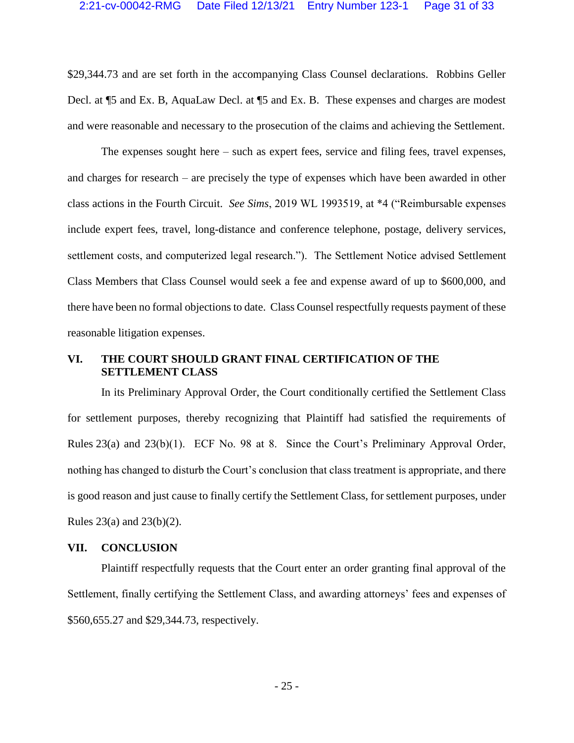$29,344.73 and are set forth in the accompanying Class Counsel declarations. Robbins Geller Decl. at ¶5 and Ex. B, AquaLaw Decl. at ¶5 and Ex. B. These expenses and charges are modest and were reasonable and necessary to the prosecution of the claims and achieving the Settlement.

The expenses sought here – such as expert fees, service and filing fees, travel expenses, and charges for research – are precisely the type of expenses which have been awarded in other class actions in the Fourth Circuit. *See Sims*, 2019 WL 1993519, at *4 ("Reimbursable expenses include expert fees, travel, long-distance and conference telephone, postage, delivery services, settlement costs, and computerized legal research."). The Settlement Notice advised Settlement Class Members that Class Counsel would seek a fee and expense award of up to $600,000, and there have been no formal objections to date. Class Counsel respectfully requests payment of these reasonable litigation expenses.

## VI. THE COURT SHOULD GRANT FINAL CERTIFICATION OF THE SETTLEMENT CLASS

In its Preliminary Approval Order, the Court conditionally certified the Settlement Class for settlement purposes, thereby recognizing that Plaintiff had satisfied the requirements of Rules 23(a) and 23(b)(1). ECF No. 98 at 8. Since the Court's Preliminary Approval Order, nothing has changed to disturb the Court's conclusion that class treatment is appropriate, and there is good reason and just cause to finally certify the Settlement Class, for settlement purposes, under Rules 23(a) and 23(b)(2).

## VII. CONCLUSION

Plaintiff respectfully requests that the Court enter an order granting final approval of the Settlement, finally certifying the Settlement Class, and awarding attorneys' fees and expenses of $560,655.27 and $29,344.73, respectively.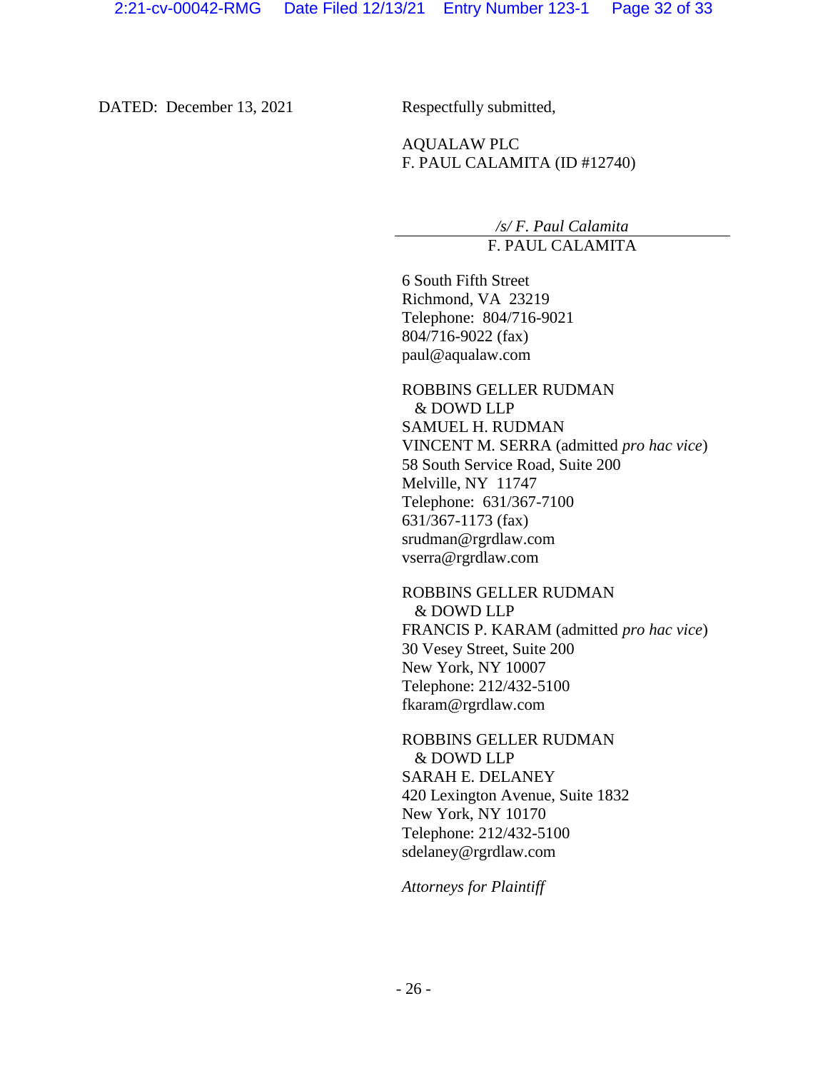DATED: December 13, 2021

Respectfully submitted,

AQUALAW PLC
F. PAUL CALAMITA (ID #12740)

*/s/ F. Paul Calamita*
F. PAUL CALAMITA

6 South Fifth Street
Richmond, VA 23219
Telephone: 804/716-9021
804/716-9022 (fax)
paul@aqualaw.com

ROBBINS GELLER RUDMAN
& DOWD LLP
SAMUEL H. RUDMAN
VINCENT M. SERRA (admitted *pro hac vice*)
58 South Service Road, Suite 200
Melville, NY 11747
Telephone: 631/367-7100
631/367-1173 (fax)
srudman@rgrdlaw.com
vserra@rgrdlaw.com

ROBBINS GELLER RUDMAN
& DOWD LLP
FRANCIS P. KARAM (admitted *pro hac vice*)
30 Vesey Street, Suite 200
New York, NY 10007
Telephone: 212/432-5100
fkaram@rgrdlaw.com

ROBBINS GELLER RUDMAN
& DOWD LLP
SARAH E. DELANEY
420 Lexington Avenue, Suite 1832
New York, NY 10170
Telephone: 212/432-5100
sdelaney@rgrdlaw.com

*Attorneys for Plaintiff*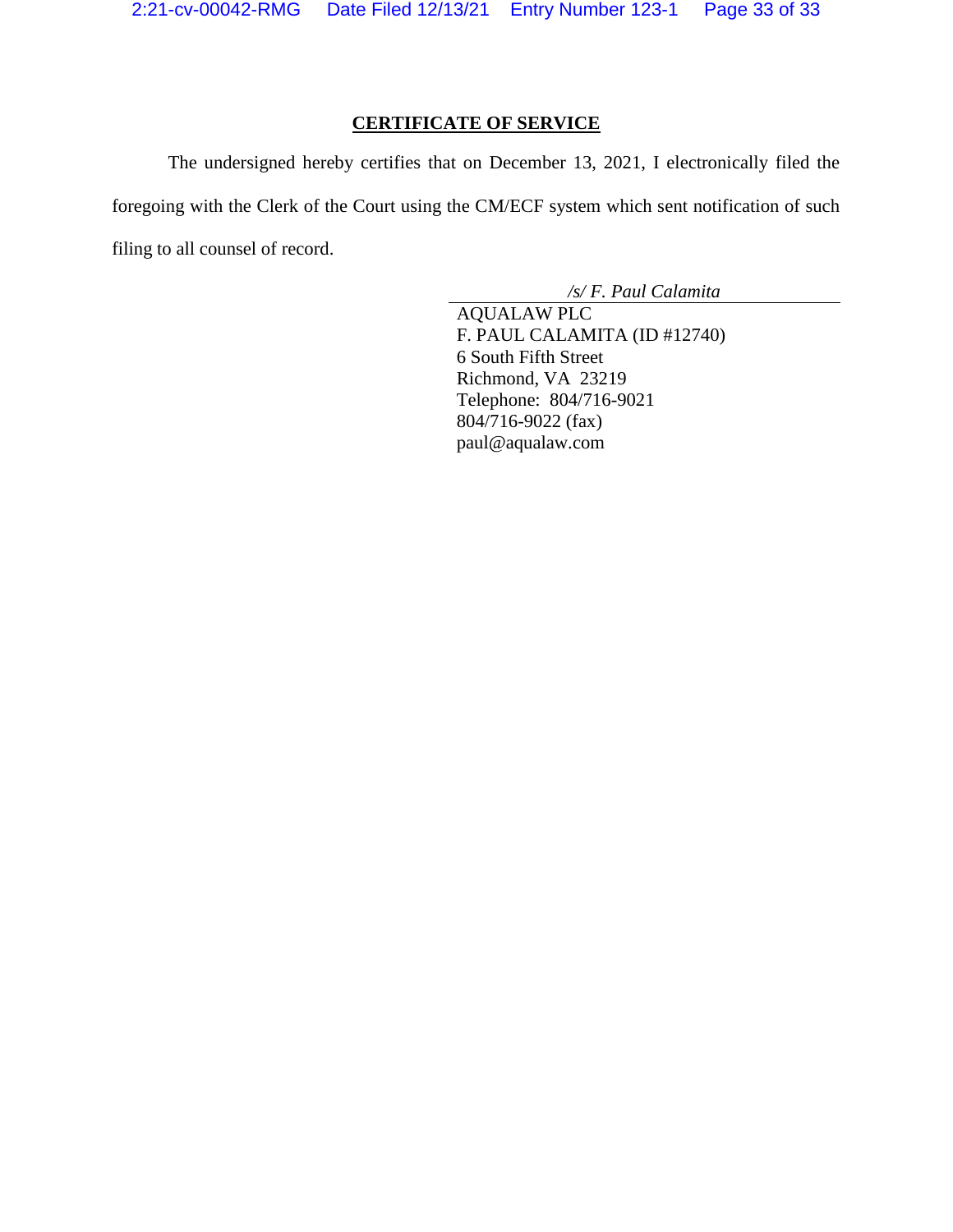## CERTIFICATE OF SERVICE

The undersigned hereby certifies that on December 13, 2021, I electronically filed the foregoing with the Clerk of the Court using the CM/ECF system which sent notification of such filing to all counsel of record.

*/s/ F. Paul Calamita*

AQUALAW PLC
F. PAUL CALAMITA (ID #12740)
6 South Fifth Street
Richmond, VA 23219
Telephone: 804/716-9021
804/716-9022 (fax)
paul@aqualaw.com